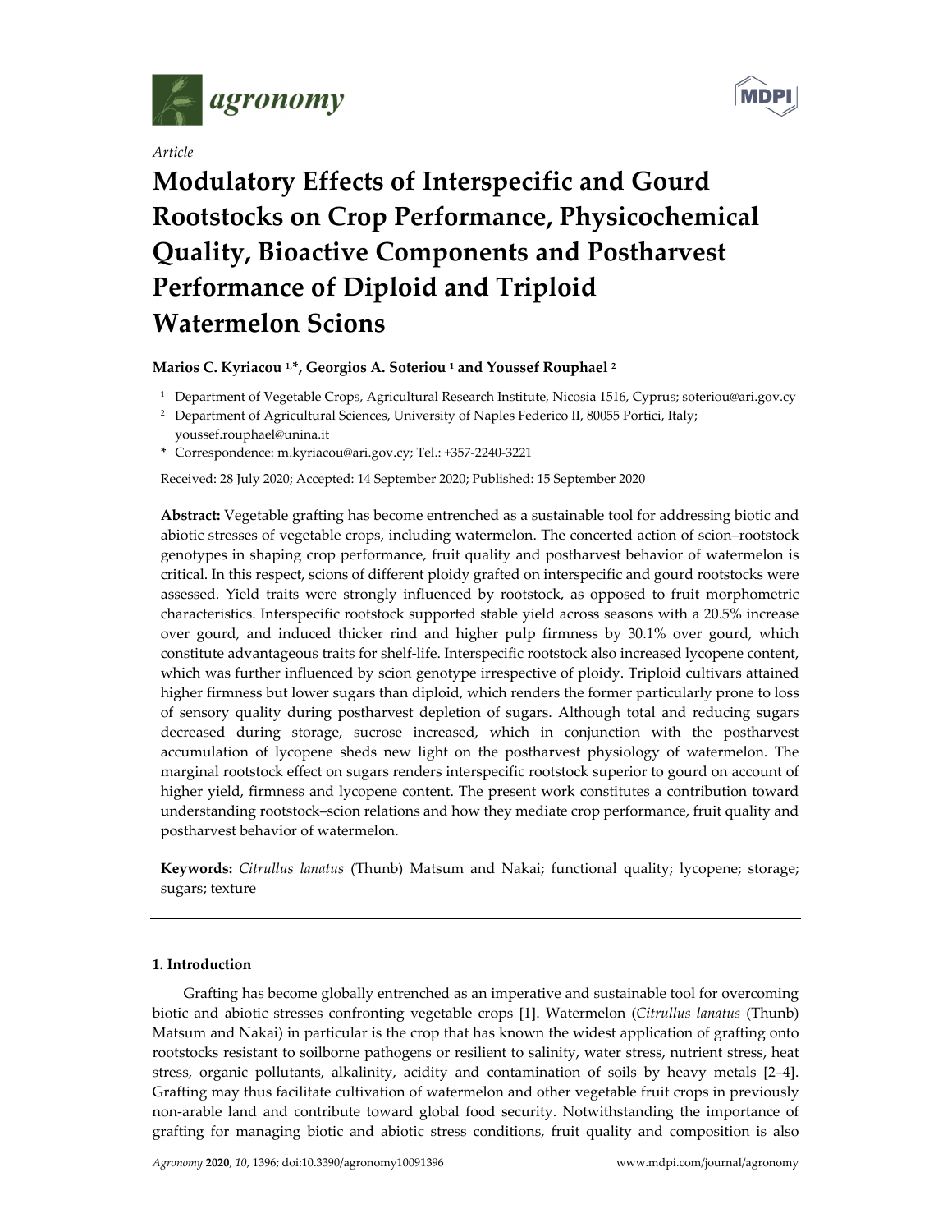*Article*

# Modulatory Effects of Interspecific and Gourd Rootstocks on Crop Performance, Physicochemical Quality, Bioactive Components and Postharvest Performance of Diploid and Triploid Watermelon Scions

**Marios C. Kyriacou [1,*], Georgios A. Soteriou [1] and Youssef Rouphael [2]**

[1] Department of Vegetable Crops, Agricultural Research Institute, Nicosia 1516, Cyprus; soteriou@ari.gov.cy

[2] Department of Agricultural Sciences, University of Naples Federico II, 80055 Portici, Italy; youssef.rouphael@unina.it

[*] Correspondence: m.kyriacou@ari.gov.cy; Tel.: +357-2240-3221

Received: 28 July 2020; Accepted: 14 September 2020; Published: 15 September 2020

**Abstract:** Vegetable grafting has become entrenched as a sustainable tool for addressing biotic and abiotic stresses of vegetable crops, including watermelon. The concerted action of scion–rootstock genotypes in shaping crop performance, fruit quality and postharvest behavior of watermelon is critical. In this respect, scions of different ploidy grafted on interspecific and gourd rootstocks were assessed. Yield traits were strongly influenced by rootstock, as opposed to fruit morphometric characteristics. Interspecific rootstock supported stable yield across seasons with a 20.5% increase over gourd, and induced thicker rind and higher pulp firmness by 30.1% over gourd, which constitute advantageous traits for shelf-life. Interspecific rootstock also increased lycopene content, which was further influenced by scion genotype irrespective of ploidy. Triploid cultivars attained higher firmness but lower sugars than diploid, which renders the former particularly prone to loss of sensory quality during postharvest depletion of sugars. Although total and reducing sugars decreased during storage, sucrose increased, which in conjunction with the postharvest accumulation of lycopene sheds new light on the postharvest physiology of watermelon. The marginal rootstock effect on sugars renders interspecific rootstock superior to gourd on account of higher yield, firmness and lycopene content. The present work constitutes a contribution toward understanding rootstock–scion relations and how they mediate crop performance, fruit quality and postharvest behavior of watermelon.

**Keywords:** *Citrullus lanatus* (Thunb) Matsum and Nakai; functional quality; lycopene; storage; sugars; texture

## 1. Introduction

Grafting has become globally entrenched as an imperative and sustainable tool for overcoming biotic and abiotic stresses confronting vegetable crops [1]. Watermelon (*Citrullus lanatus* (Thunb) Matsum and Nakai) in particular is the crop that has known the widest application of grafting onto rootstocks resistant to soilborne pathogens or resilient to salinity, water stress, nutrient stress, heat stress, organic pollutants, alkalinity, acidity and contamination of soils by heavy metals [2–4]. Grafting may thus facilitate cultivation of watermelon and other vegetable fruit crops in previously non-arable land and contribute toward global food security. Notwithstanding the importance of grafting for managing biotic and abiotic stress conditions, fruit quality and composition is also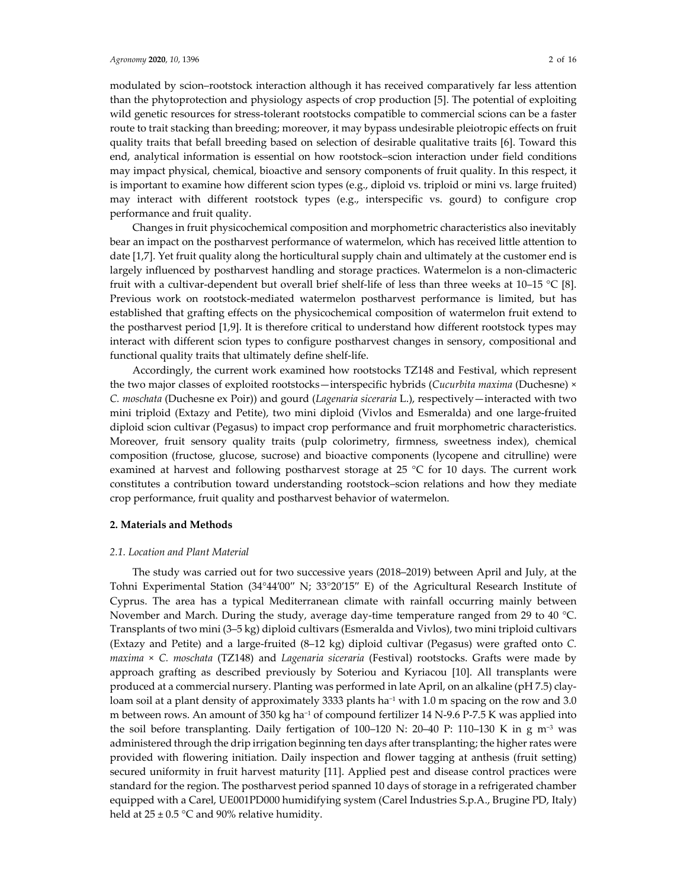modulated by scion–rootstock interaction although it has received comparatively far less attention than the phytoprotection and physiology aspects of crop production [5]. The potential of exploiting wild genetic resources for stress-tolerant rootstocks compatible to commercial scions can be a faster route to trait stacking than breeding; moreover, it may bypass undesirable pleiotropic effects on fruit quality traits that befall breeding based on selection of desirable qualitative traits [6]. Toward this end, analytical information is essential on how rootstock–scion interaction under field conditions may impact physical, chemical, bioactive and sensory components of fruit quality. In this respect, it is important to examine how different scion types (e.g., diploid vs. triploid or mini vs. large fruited) may interact with different rootstock types (e.g., interspecific vs. gourd) to configure crop performance and fruit quality.

Changes in fruit physicochemical composition and morphometric characteristics also inevitably bear an impact on the postharvest performance of watermelon, which has received little attention to date [1,7]. Yet fruit quality along the horticultural supply chain and ultimately at the customer end is largely influenced by postharvest handling and storage practices. Watermelon is a non-climacteric fruit with a cultivar-dependent but overall brief shelf-life of less than three weeks at 10–15 °C [8]. Previous work on rootstock-mediated watermelon postharvest performance is limited, but has established that grafting effects on the physicochemical composition of watermelon fruit extend to the postharvest period [1,9]. It is therefore critical to understand how different rootstock types may interact with different scion types to configure postharvest changes in sensory, compositional and functional quality traits that ultimately define shelf-life.

Accordingly, the current work examined how rootstocks TZ148 and Festival, which represent the two major classes of exploited rootstocks—interspecific hybrids (*Cucurbita maxima* (Duchesne) × *C. moschata* (Duchesne ex Poir)) and gourd (*Lagenaria siceraria* L.), respectively—interacted with two mini triploid (Extazy and Petite), two mini diploid (Vivlos and Esmeralda) and one large-fruited diploid scion cultivar (Pegasus) to impact crop performance and fruit morphometric characteristics. Moreover, fruit sensory quality traits (pulp colorimetry, firmness, sweetness index), chemical composition (fructose, glucose, sucrose) and bioactive components (lycopene and citrulline) were examined at harvest and following postharvest storage at 25 °C for 10 days. The current work constitutes a contribution toward understanding rootstock–scion relations and how they mediate crop performance, fruit quality and postharvest behavior of watermelon.

## 2. Materials and Methods

### 2.1. Location and Plant Material

The study was carried out for two successive years (2018–2019) between April and July, at the Tohni Experimental Station (34°44′00″ N; 33°20′15″ E) of the Agricultural Research Institute of Cyprus. The area has a typical Mediterranean climate with rainfall occurring mainly between November and March. During the study, average day-time temperature ranged from 29 to 40 °C. Transplants of two mini (3–5 kg) diploid cultivars (Esmeralda and Vivlos), two mini triploid cultivars (Extazy and Petite) and a large-fruited (8–12 kg) diploid cultivar (Pegasus) were grafted onto *C. maxima* × *C. moschata* (TZ148) and *Lagenaria siceraria* (Festival) rootstocks. Grafts were made by approach grafting as described previously by Soteriou and Kyriacou [10]. All transplants were produced at a commercial nursery. Planting was performed in late April, on an alkaline (pH 7.5) clay-loam soil at a plant density of approximately 3333 plants $ha^{-1}$ with 1.0 m spacing on the row and 3.0 m between rows. An amount of 350 kg $ha^{-1}$ of compound fertilizer 14 N-9.6 P-7.5 K was applied into the soil before transplanting. Daily fertigation of 100–120 N: 20–40 P: 110–130 K in g $m^{-3}$ was administered through the drip irrigation beginning ten days after transplanting; the higher rates were provided with flowering initiation. Daily inspection and flower tagging at anthesis (fruit setting) secured uniformity in fruit harvest maturity [11]. Applied pest and disease control practices were standard for the region. The postharvest period spanned 10 days of storage in a refrigerated chamber equipped with a Carel, UE001PD000 humidifying system (Carel Industries S.p.A., Brugine PD, Italy) held at 25 ± 0.5 °C and 90% relative humidity.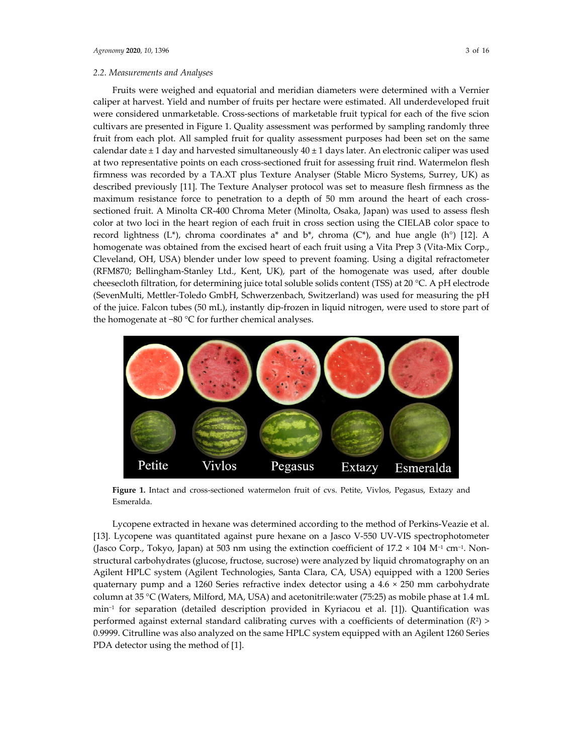### 2.2. Measurements and Analyses

Fruits were weighed and equatorial and meridian diameters were determined with a Vernier caliper at harvest. Yield and number of fruits per hectare were estimated. All underdeveloped fruit were considered unmarketable. Cross-sections of marketable fruit typical for each of the five scion cultivars are presented in Figure 1. Quality assessment was performed by sampling randomly three fruit from each plot. All sampled fruit for quality assessment purposes had been set on the same calendar date ± 1 day and harvested simultaneously 40 ± 1 days later. An electronic caliper was used at two representative points on each cross-sectioned fruit for assessing fruit rind. Watermelon flesh firmness was recorded by a TA.XT plus Texture Analyser (Stable Micro Systems, Surrey, UK) as described previously [11]. The Texture Analyser protocol was set to measure flesh firmness as the maximum resistance force to penetration to a depth of 50 mm around the heart of each cross-sectioned fruit. A Minolta CR-400 Chroma Meter (Minolta, Osaka, Japan) was used to assess flesh color at two loci in the heart region of each fruit in cross section using the CIELAB color space to record lightness (L*), chroma coordinates a* and b*, chroma (C*), and hue angle (h°) [12]. A homogenate was obtained from the excised heart of each fruit using a Vita Prep 3 (Vita-Mix Corp., Cleveland, OH, USA) blender under low speed to prevent foaming. Using a digital refractometer (RFM870; Bellingham-Stanley Ltd., Kent, UK), part of the homogenate was used, after double cheesecloth filtration, for determining juice total soluble solids content (TSS) at 20 °C. A pH electrode (SevenMulti, Mettler-Toledo GmbH, Schwerzenbach, Switzerland) was used for measuring the pH of the juice. Falcon tubes (50 mL), instantly dip-frozen in liquid nitrogen, were used to store part of the homogenate at −80 °C for further chemical analyses.

**Figure 1.** Intact and cross-sectioned watermelon fruit of cvs. Petite, Vivlos, Pegasus, Extazy and Esmeralda.

Lycopene extracted in hexane was determined according to the method of Perkins-Veazie et al. [13]. Lycopene was quantitated against pure hexane on a Jasco V-550 UV-VIS spectrophotometer (Jasco Corp., Tokyo, Japan) at 503 nm using the extinction coefficient of 17.2 × 104 $M^{-1}$ $cm^{-1}$. Non-structural carbohydrates (glucose, fructose, sucrose) were analyzed by liquid chromatography on an Agilent HPLC system (Agilent Technologies, Santa Clara, CA, USA) equipped with a 1200 Series quaternary pump and a 1260 Series refractive index detector using a 4.6 × 250 mm carbohydrate column at 35 °C (Waters, Milford, MA, USA) and acetonitrile:water (75:25) as mobile phase at 1.4 mL $min^{-1}$ for separation (detailed description provided in Kyriacou et al. [1]). Quantification was performed against external standard calibrating curves with a coefficients of determination ($R^2$) > 0.9999. Citrulline was also analyzed on the same HPLC system equipped with an Agilent 1260 Series PDA detector using the method of [1].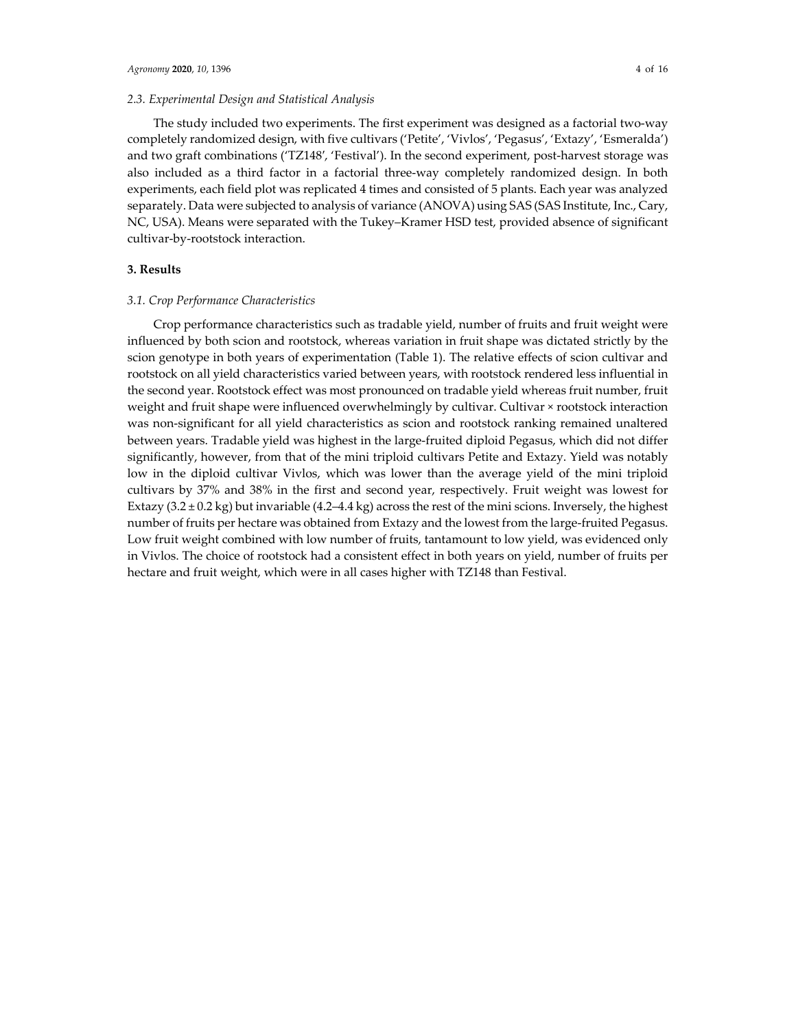### 2.3. Experimental Design and Statistical Analysis

The study included two experiments. The first experiment was designed as a factorial two-way completely randomized design, with five cultivars ('Petite', 'Vivlos', 'Pegasus', 'Extazy', 'Esmeralda') and two graft combinations ('TZ148', 'Festival'). In the second experiment, post-harvest storage was also included as a third factor in a factorial three-way completely randomized design. In both experiments, each field plot was replicated 4 times and consisted of 5 plants. Each year was analyzed separately. Data were subjected to analysis of variance (ANOVA) using SAS (SAS Institute, Inc., Cary, NC, USA). Means were separated with the Tukey–Kramer HSD test, provided absence of significant cultivar-by-rootstock interaction.

## 3. Results

### 3.1. Crop Performance Characteristics

Crop performance characteristics such as tradable yield, number of fruits and fruit weight were influenced by both scion and rootstock, whereas variation in fruit shape was dictated strictly by the scion genotype in both years of experimentation (Table 1). The relative effects of scion cultivar and rootstock on all yield characteristics varied between years, with rootstock rendered less influential in the second year. Rootstock effect was most pronounced on tradable yield whereas fruit number, fruit weight and fruit shape were influenced overwhelmingly by cultivar. Cultivar × rootstock interaction was non-significant for all yield characteristics as scion and rootstock ranking remained unaltered between years. Tradable yield was highest in the large-fruited diploid Pegasus, which did not differ significantly, however, from that of the mini triploid cultivars Petite and Extazy. Yield was notably low in the diploid cultivar Vivlos, which was lower than the average yield of the mini triploid cultivars by 37% and 38% in the first and second year, respectively. Fruit weight was lowest for Extazy ($3.2 \pm 0.2$ kg) but invariable (4.2–4.4 kg) across the rest of the mini scions. Inversely, the highest number of fruits per hectare was obtained from Extazy and the lowest from the large-fruited Pegasus. Low fruit weight combined with low number of fruits, tantamount to low yield, was evidenced only in Vivlos. The choice of rootstock had a consistent effect in both years on yield, number of fruits per hectare and fruit weight, which were in all cases higher with TZ148 than Festival.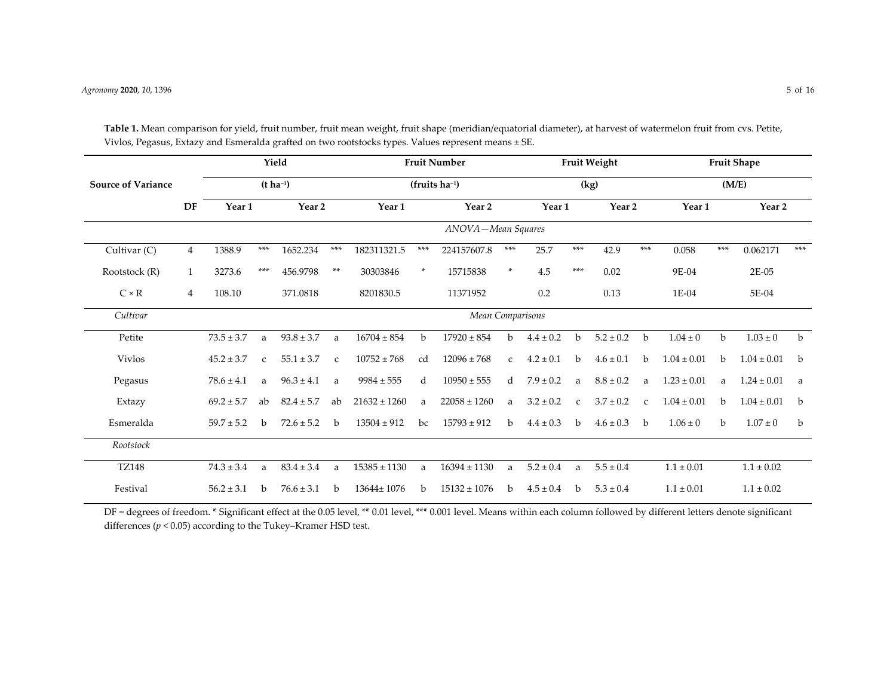**Table 1.** Mean comparison for yield, fruit number, fruit mean weight, fruit shape (meridian/equatorial diameter), at harvest of watermelon fruit from cvs. Petite, Vivlos, Pegasus, Extazy and Esmeralda grafted on two rootstocks types. Values represent means ± SE.

| Source of Variance | DF | Yield ($t\ ha^{-1}$) | | | | Fruit Number (fruits $ha^{-1}$) | | | | Fruit Weight (kg) | | | | Fruit Shape (M/E) | | | |
|---|---|---|---|---|---|---|---|---|---|---|---|---|---|---|---|---|---|
| | | Year 1 | | Year 2 | | Year 1 | | Year 2 | | Year 1 | | Year 2 | | Year 1 | | Year 2 | |
| | | *ANOVA—Mean Squares* | | | | | | | | | | | | | | | |
| Cultivar (C) | 4 | 1388.9 | *** | 1652.234 | *** | 182311321.5 | *** | 224157607.8 | *** | 25.7 | *** | 42.9 | *** | 0.058 | *** | 0.062171 | *** |
| Rootstock (R) | 1 | 3273.6 | *** | 456.9798 | ** | 30303846 | * | 15715838 | * | 4.5 | *** | 0.02 | | 9E-04 | | 2E-05 | |
| C × R | 4 | 108.10 | | 371.0818 | | 8201830.5 | | 11371952 | | 0.2 | | 0.13 | | 1E-04 | | 5E-04 | |
| *Cultivar* | | *Mean Comparisons* | | | | | | | | | | | | | | | |
| Petite | | 73.5 ± 3.7 | a | 93.8 ± 3.7 | a | 16704 ± 854 | b | 17920 ± 854 | b | 4.4 ± 0.2 | b | 5.2 ± 0.2 | b | 1.04 ± 0 | b | 1.03 ± 0 | b |
| Vivlos | | 45.2 ± 3.7 | c | 55.1 ± 3.7 | c | 10752 ± 768 | cd | 12096 ± 768 | c | 4.2 ± 0.1 | b | 4.6 ± 0.1 | b | 1.04 ± 0.01 | b | 1.04 ± 0.01 | b |
| Pegasus | | 78.6 ± 4.1 | a | 96.3 ± 4.1 | a | 9984 ± 555 | d | 10950 ± 555 | d | 7.9 ± 0.2 | a | 8.8 ± 0.2 | a | 1.23 ± 0.01 | a | 1.24 ± 0.01 | a |
| Extazy | | 69.2 ± 5.7 | ab | 82.4 ± 5.7 | ab | 21632 ± 1260 | a | 22058 ± 1260 | a | 3.2 ± 0.2 | c | 3.7 ± 0.2 | c | 1.04 ± 0.01 | b | 1.04 ± 0.01 | b |
| Esmeralda | | 59.7 ± 5.2 | b | 72.6 ± 5.2 | b | 13504 ± 912 | bc | 15793 ± 912 | b | 4.4 ± 0.3 | b | 4.6 ± 0.3 | b | 1.06 ± 0 | b | 1.07 ± 0 | b |
| *Rootstock* | | | | | | | | | | | | | | | | | |
| TZ148 | | 74.3 ± 3.4 | a | 83.4 ± 3.4 | a | 15385 ± 1130 | a | 16394 ± 1130 | a | 5.2 ± 0.4 | a | 5.5 ± 0.4 | | 1.1 ± 0.01 | | 1.1 ± 0.02 | |
| Festival | | 56.2 ± 3.1 | b | 76.6 ± 3.1 | b | 13644± 1076 | b | 15132 ± 1076 | b | 4.5 ± 0.4 | b | 5.3 ± 0.4 | | 1.1 ± 0.01 | | 1.1 ± 0.02 | |

DF = degrees of freedom. * Significant effect at the 0.05 level, ** 0.01 level, *** 0.001 level. Means within each column followed by different letters denote significant differences ($p < 0.05$) according to the Tukey–Kramer HSD test.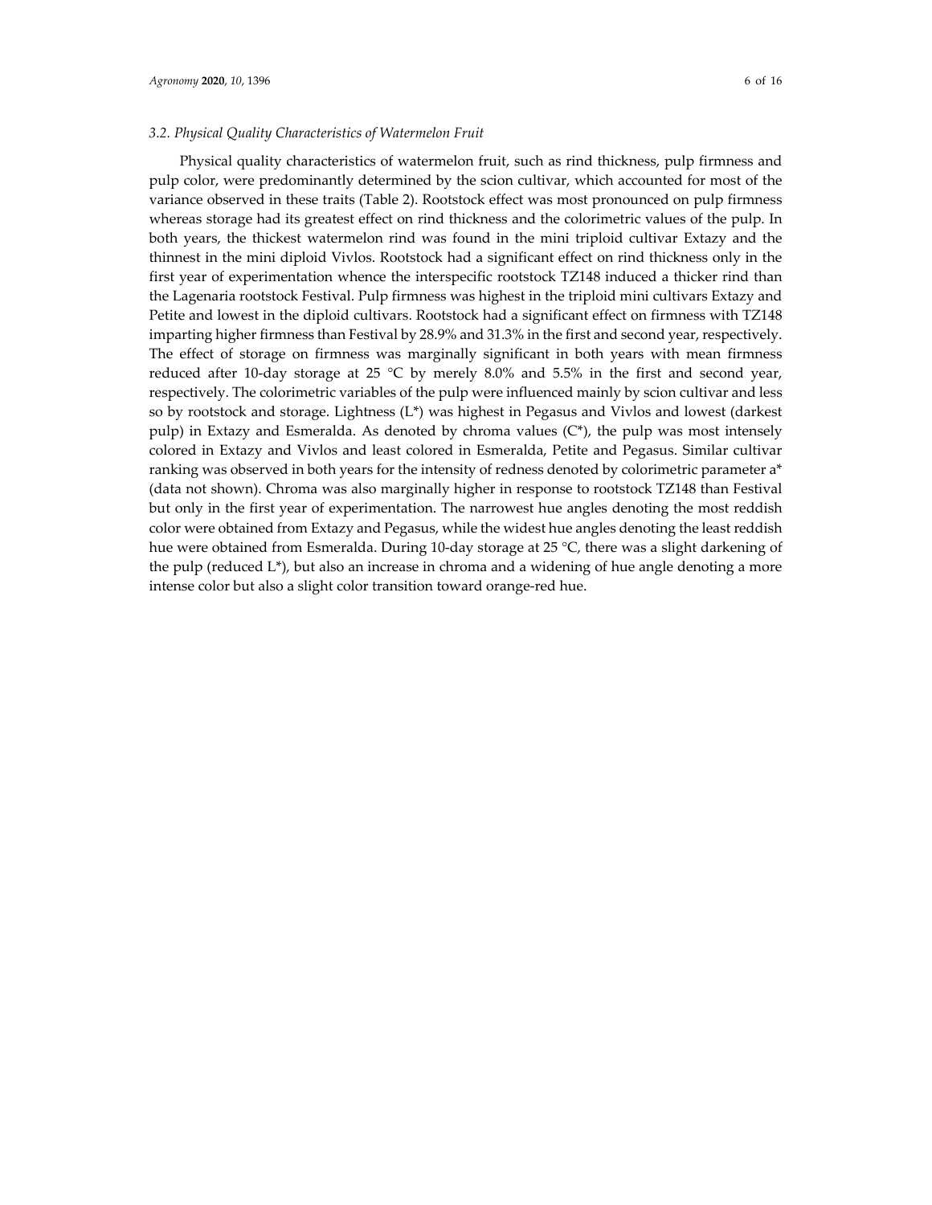### 3.2. Physical Quality Characteristics of Watermelon Fruit

Physical quality characteristics of watermelon fruit, such as rind thickness, pulp firmness and pulp color, were predominantly determined by the scion cultivar, which accounted for most of the variance observed in these traits (Table 2). Rootstock effect was most pronounced on pulp firmness whereas storage had its greatest effect on rind thickness and the colorimetric values of the pulp. In both years, the thickest watermelon rind was found in the mini triploid cultivar Extazy and the thinnest in the mini diploid Vivlos. Rootstock had a significant effect on rind thickness only in the first year of experimentation whence the interspecific rootstock TZ148 induced a thicker rind than the Lagenaria rootstock Festival. Pulp firmness was highest in the triploid mini cultivars Extazy and Petite and lowest in the diploid cultivars. Rootstock had a significant effect on firmness with TZ148 imparting higher firmness than Festival by 28.9% and 31.3% in the first and second year, respectively. The effect of storage on firmness was marginally significant in both years with mean firmness reduced after 10-day storage at 25 °C by merely 8.0% and 5.5% in the first and second year, respectively. The colorimetric variables of the pulp were influenced mainly by scion cultivar and less so by rootstock and storage. Lightness (L*) was highest in Pegasus and Vivlos and lowest (darkest pulp) in Extazy and Esmeralda. As denoted by chroma values (C*), the pulp was most intensely colored in Extazy and Vivlos and least colored in Esmeralda, Petite and Pegasus. Similar cultivar ranking was observed in both years for the intensity of redness denoted by colorimetric parameter a* (data not shown). Chroma was also marginally higher in response to rootstock TZ148 than Festival but only in the first year of experimentation. The narrowest hue angles denoting the most reddish color were obtained from Extazy and Pegasus, while the widest hue angles denoting the least reddish hue were obtained from Esmeralda. During 10-day storage at 25 °C, there was a slight darkening of the pulp (reduced L*), but also an increase in chroma and a widening of hue angle denoting a more intense color but also a slight color transition toward orange-red hue.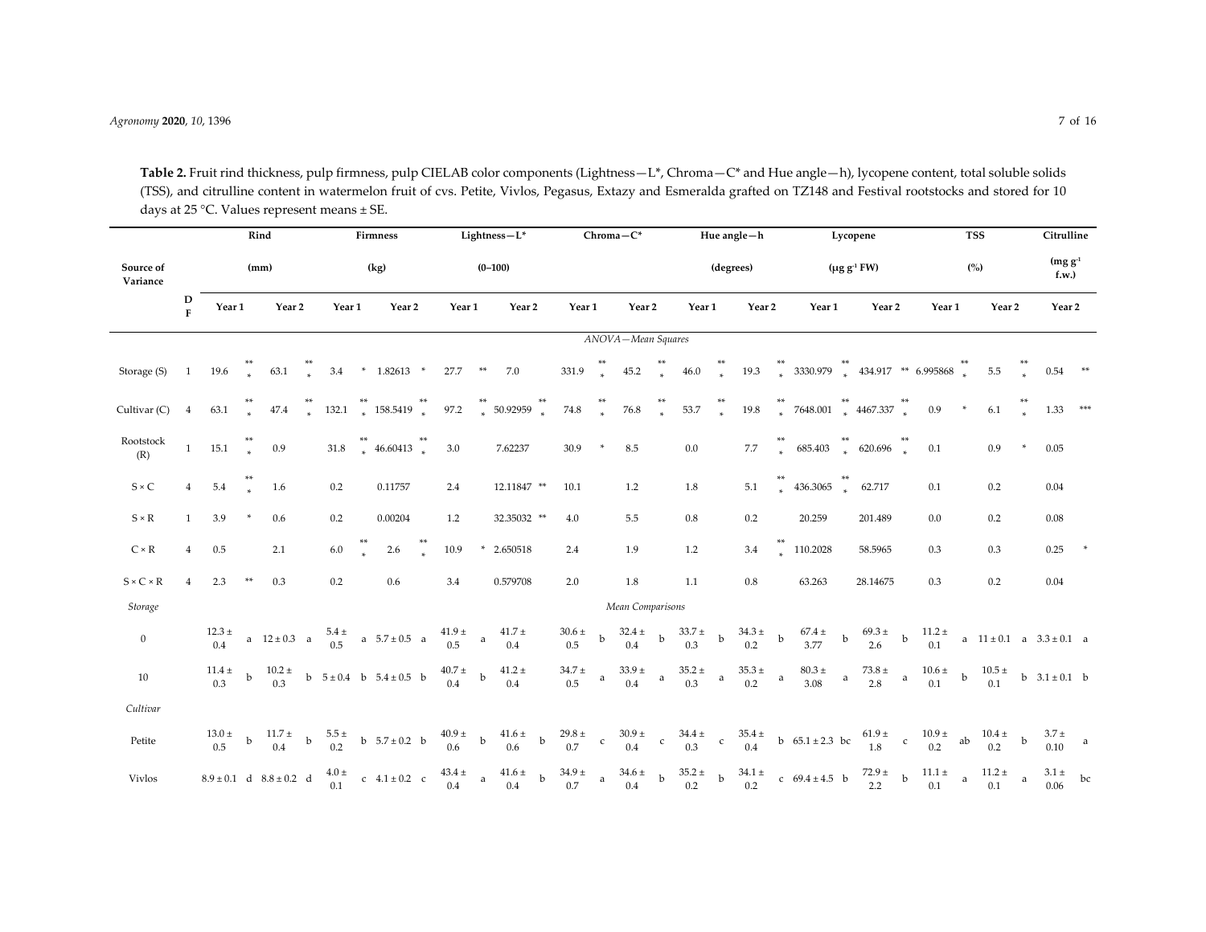**Table 2.** Fruit rind thickness, pulp firmness, pulp CIELAB color components (Lightness—L*, Chroma—C* and Hue angle—h), lycopene content, total soluble solids (TSS), and citrulline content in watermelon fruit of cvs. Petite, Vivlos, Pegasus, Extazy and Esmeralda grafted on TZ148 and Festival rootstocks and stored for 10 days at 25 °C. Values represent means ± SE.

| Source of Variance | DF | Rind (mm) | | Firmness (kg) | | Lightness—L* (0–100) | | Chroma—C* | | Hue angle—h (degrees) | | Lycopene (μg g⁻¹ FW) | | TSS (%) | | Citrulline (mg g⁻¹ f.w.) |
|---|---|---|---|---|---|---|---|---|---|---|---|---|---|---|---|---|
| | | Year 1 | Year 2 | Year 1 | Year 2 | Year 1 | Year 2 | Year 1 | Year 2 | Year 1 | Year 2 | Year 1 | Year 2 | Year 1 | Year 2 | Year 2 |
| *ANOVA—Mean Squares* | | | | | | | | | | | | | | | | |
| Storage (S) | 1 | 19.6 *** | 63.1 *** | 3.4 * | 1.82613 * | 27.7 ** | 7.0 | 331.9 *** | 45.2 *** | 46.0 *** | 19.3 *** | 3330.979 *** | 434.917 ** | 6.995868 *** | 5.5 *** | 0.54 ** |
| Cultivar (C) | 4 | 63.1 *** | 47.4 *** | 132.1 *** | 158.5419 *** | 97.2 *** | 50.92959 *** | 74.8 *** | 76.8 *** | 53.7 *** | 19.8 *** | 7648.001 *** | 4467.337 *** | 0.9 * | 6.1 *** | 1.33 *** |
| Rootstock (R) | 1 | 15.1 *** | 0.9 | 31.8 *** | 46.60413 *** | 3.0 | 7.62237 | 30.9 * | 8.5 | 0.0 | 7.7 *** | 685.403 *** | 620.696 *** | 0.1 | 0.9 * | 0.05 |
| S × C | 4 | 5.4 *** | 1.6 | 0.2 | 0.11757 | 2.4 | 12.11847 ** | 10.1 | 1.2 | 1.8 | 5.1 *** | 436.3065 *** | 62.717 | 0.1 | 0.2 | 0.04 |
| S × R | 1 | 3.9 * | 0.6 | 0.2 | 0.00204 | 1.2 | 32.35032 ** | 4.0 | 5.5 | 0.8 | 0.2 | 20.259 | 201.489 | 0.0 | 0.2 | 0.08 |
| C × R | 4 | 0.5 | 2.1 | 6.0 *** | 2.6 *** | 10.9 * | 2.650518 | 2.4 | 1.9 | 1.2 | 3.4 *** | 110.2028 | 58.5965 | 0.3 | 0.3 | 0.25 * |
| S × C × R | 4 | 2.3 ** | 0.3 | 0.2 | 0.6 | 3.4 | 0.579708 | 2.0 | 1.8 | 1.1 | 0.8 | 63.263 | 28.14675 | 0.3 | 0.2 | 0.04 |
| *Storage* | | *Mean Comparisons* | | | | | | | | | | | | | | |
| 0 | | 12.3 ± 0.4 a | 12 ± 0.3 a | 5.4 ± 0.5 a | 5.7 ± 0.5 a | 41.9 ± 0.5 a | 41.7 ± 0.4 | 30.6 ± 0.5 b | 32.4 ± 0.4 b | 33.7 ± 0.3 b | 34.3 ± 0.2 b | 67.4 ± 3.77 b | 69.3 ± 2.6 b | 11.2 ± 0.1 a | 11 ± 0.1 a | 3.3 ± 0.1 a |
| 10 | | 11.4 ± 0.3 b | 10.2 ± 0.3 b | 5 ± 0.4 b | 5.4 ± 0.5 b | 40.7 ± 0.4 b | 41.2 ± 0.4 | 34.7 ± 0.5 a | 33.9 ± 0.4 a | 35.2 ± 0.3 a | 35.3 ± 0.2 a | 80.3 ± 3.08 a | 73.8 ± 2.8 a | 10.6 ± 0.1 b | 10.5 ± 0.1 b | 3.1 ± 0.1 b |
| *Cultivar* | | | | | | | | | | | | | | | | |
| Petite | | 13.0 ± 0.5 b | 11.7 ± 0.4 b | 5.5 ± 0.2 b | 5.7 ± 0.2 b | 40.9 ± 0.6 b | 41.6 ± 0.6 b | 29.8 ± 0.7 c | 30.9 ± 0.4 c | 34.4 ± 0.3 c | 35.4 ± 0.4 b | 65.1 ± 2.3 bc | 61.9 ± 1.8 c | 10.9 ± 0.2 ab | 10.4 ± 0.2 b | 3.7 ± 0.10 a |
| Vivlos | | 8.9 ± 0.1 d | 8.8 ± 0.2 d | 4.0 ± 0.1 c | 4.1 ± 0.2 c | 43.4 ± 0.4 a | 41.6 ± 0.4 b | 34.9 ± 0.7 a | 34.6 ± 0.4 b | 35.2 ± 0.2 b | 34.1 ± 0.2 c | 69.4 ± 4.5 b | 72.9 ± 2.2 b | 11.1 ± 0.1 a | 11.2 ± 0.1 a | 3.1 ± 0.06 bc |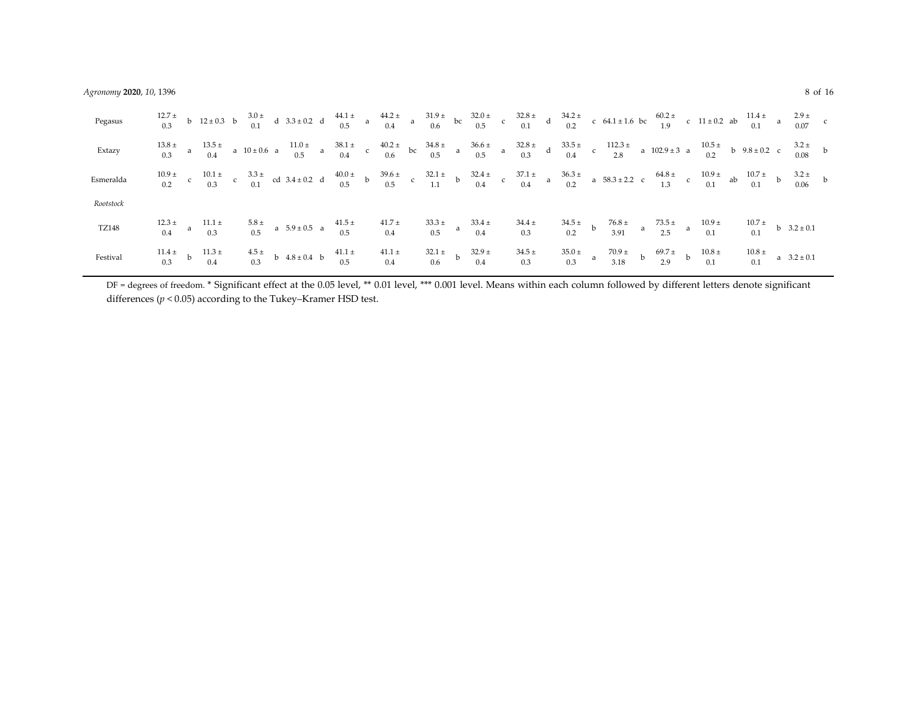| | | | | | | | | | | | | | | | |
|---|---|---|---|---|---|---|---|---|---|---|---|---|---|---|---|
| Pegasus | 12.7 ± 0.3 b | 12 ± 0.3 b | 3.0 ± 0.1 d | 3.3 ± 0.2 d | 44.1 ± 0.5 a | 44.2 ± 0.4 a | 31.9 ± 0.6 bc | 32.0 ± 0.5 c | 32.8 ± 0.1 d | 34.2 ± 0.2 c | 64.1 ± 1.6 bc | 60.2 ± 1.9 c | 11 ± 0.2 ab | 11.4 ± 0.1 a | 2.9 ± 0.07 c |
| Extazy | 13.8 ± 0.3 a | 13.5 ± 0.4 a | 10 ± 0.6 a | 11.0 ± 0.5 a | 38.1 ± 0.4 c | 40.2 ± 0.6 bc | 34.8 ± 0.5 a | 36.6 ± 0.5 a | 32.8 ± 0.3 d | 33.5 ± 0.4 c | 112.3 ± 2.8 a | 102.9 ± 3 a | 10.5 ± 0.2 b | 9.8 ± 0.2 c | 3.2 ± 0.08 b |
| Esmeralda | 10.9 ± 0.2 c | 10.1 ± 0.3 c | 3.3 ± 0.1 cd | 3.4 ± 0.2 d | 40.0 ± 0.5 b | 39.6 ± 0.5 c | 32.1 ± 1.1 b | 32.4 ± 0.4 c | 37.1 ± 0.4 a | 36.3 ± 0.2 a | 58.3 ± 2.2 c | 64.8 ± 1.3 c | 10.9 ± 0.1 ab | 10.7 ± 0.1 b | 3.2 ± 0.06 b |
| *Rootstock* | | | | | | | | | | | | | | | |
| TZ148 | 12.3 ± 0.4 a | 11.1 ± 0.3 | 5.8 ± 0.5 a | 5.9 ± 0.5 a | 41.5 ± 0.5 | 41.7 ± 0.4 | 33.3 ± 0.5 a | 33.4 ± 0.4 | 34.4 ± 0.3 | 34.5 ± 0.2 b | 76.8 ± 3.91 a | 73.5 ± 2.5 a | 10.9 ± 0.1 | 10.7 ± 0.1 b | 3.2 ± 0.1 |
| Festival | 11.4 ± 0.3 b | 11.3 ± 0.4 | 4.5 ± 0.3 b | 4.8 ± 0.4 b | 41.1 ± 0.5 | 41.1 ± 0.4 | 32.1 ± 0.6 b | 32.9 ± 0.4 | 34.5 ± 0.3 | 35.0 ± 0.3 a | 70.9 ± 3.18 b | 69.7 ± 2.9 b | 10.8 ± 0.1 | 10.8 ± 0.1 a | 3.2 ± 0.1 |

DF = degrees of freedom. * Significant effect at the 0.05 level, ** 0.01 level, *** 0.001 level. Means within each column followed by different letters denote significant differences ($p < 0.05$) according to the Tukey–Kramer HSD test.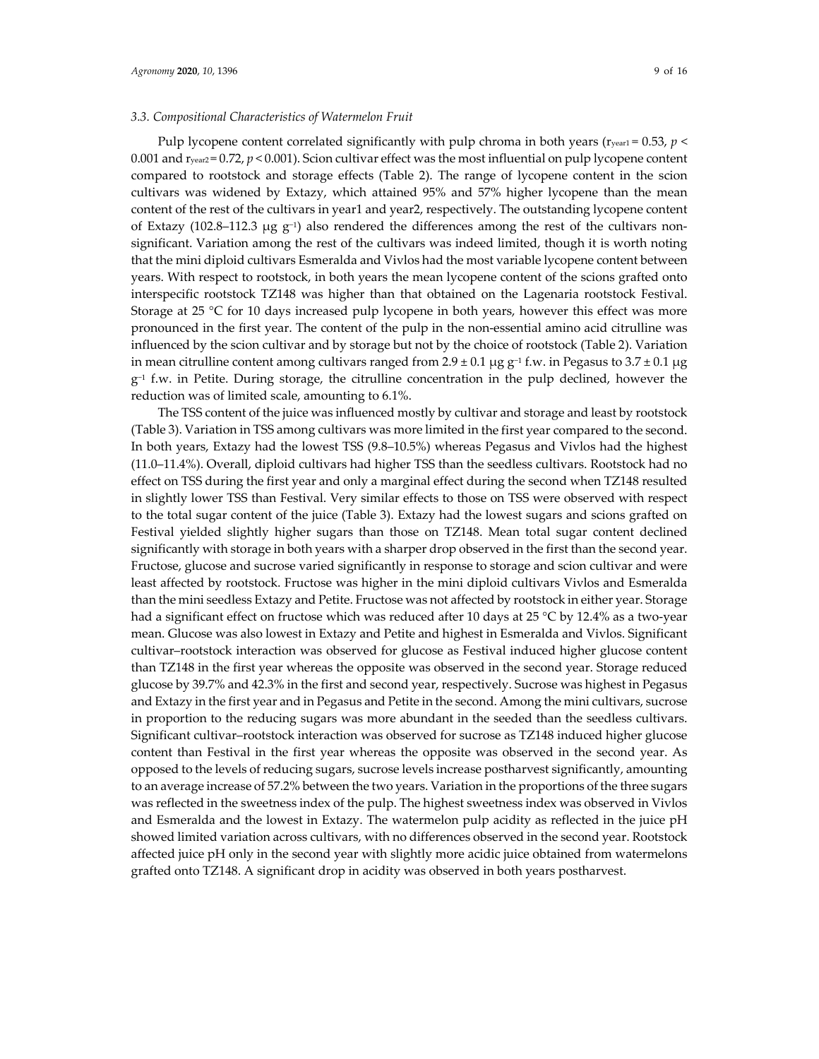### 3.3. Compositional Characteristics of Watermelon Fruit

Pulp lycopene content correlated significantly with pulp chroma in both years ($r_{year1} = 0.53$, $p < 0.001$ and $r_{year2} = 0.72$, $p < 0.001$). Scion cultivar effect was the most influential on pulp lycopene content compared to rootstock and storage effects (Table 2). The range of lycopene content in the scion cultivars was widened by Extazy, which attained 95% and 57% higher lycopene than the mean content of the rest of the cultivars in year1 and year2, respectively. The outstanding lycopene content of Extazy (102.8–112.3 μg $g^{-1}$) also rendered the differences among the rest of the cultivars non-significant. Variation among the rest of the cultivars was indeed limited, though it is worth noting that the mini diploid cultivars Esmeralda and Vivlos had the most variable lycopene content between years. With respect to rootstock, in both years the mean lycopene content of the scions grafted onto interspecific rootstock TZ148 was higher than that obtained on the Lagenaria rootstock Festival. Storage at 25 °C for 10 days increased pulp lycopene in both years, however this effect was more pronounced in the first year. The content of the pulp in the non-essential amino acid citrulline was influenced by the scion cultivar and by storage but not by the choice of rootstock (Table 2). Variation in mean citrulline content among cultivars ranged from 2.9 ± 0.1 μg $g^{-1}$ f.w. in Pegasus to 3.7 ± 0.1 μg $g^{-1}$ f.w. in Petite. During storage, the citrulline concentration in the pulp declined, however the reduction was of limited scale, amounting to 6.1%.

The TSS content of the juice was influenced mostly by cultivar and storage and least by rootstock (Table 3). Variation in TSS among cultivars was more limited in the first year compared to the second. In both years, Extazy had the lowest TSS (9.8–10.5%) whereas Pegasus and Vivlos had the highest (11.0–11.4%). Overall, diploid cultivars had higher TSS than the seedless cultivars. Rootstock had no effect on TSS during the first year and only a marginal effect during the second when TZ148 resulted in slightly lower TSS than Festival. Very similar effects to those on TSS were observed with respect to the total sugar content of the juice (Table 3). Extazy had the lowest sugars and scions grafted on Festival yielded slightly higher sugars than those on TZ148. Mean total sugar content declined significantly with storage in both years with a sharper drop observed in the first than the second year. Fructose, glucose and sucrose varied significantly in response to storage and scion cultivar and were least affected by rootstock. Fructose was higher in the mini diploid cultivars Vivlos and Esmeralda than the mini seedless Extazy and Petite. Fructose was not affected by rootstock in either year. Storage had a significant effect on fructose which was reduced after 10 days at 25 °C by 12.4% as a two-year mean. Glucose was also lowest in Extazy and Petite and highest in Esmeralda and Vivlos. Significant cultivar–rootstock interaction was observed for glucose as Festival induced higher glucose content than TZ148 in the first year whereas the opposite was observed in the second year. Storage reduced glucose by 39.7% and 42.3% in the first and second year, respectively. Sucrose was highest in Pegasus and Extazy in the first year and in Pegasus and Petite in the second. Among the mini cultivars, sucrose in proportion to the reducing sugars was more abundant in the seeded than the seedless cultivars. Significant cultivar–rootstock interaction was observed for sucrose as TZ148 induced higher glucose content than Festival in the first year whereas the opposite was observed in the second year. As opposed to the levels of reducing sugars, sucrose levels increase postharvest significantly, amounting to an average increase of 57.2% between the two years. Variation in the proportions of the three sugars was reflected in the sweetness index of the pulp. The highest sweetness index was observed in Vivlos and Esmeralda and the lowest in Extazy. The watermelon pulp acidity as reflected in the juice pH showed limited variation across cultivars, with no differences observed in the second year. Rootstock affected juice pH only in the second year with slightly more acidic juice obtained from watermelons grafted onto TZ148. A significant drop in acidity was observed in both years postharvest.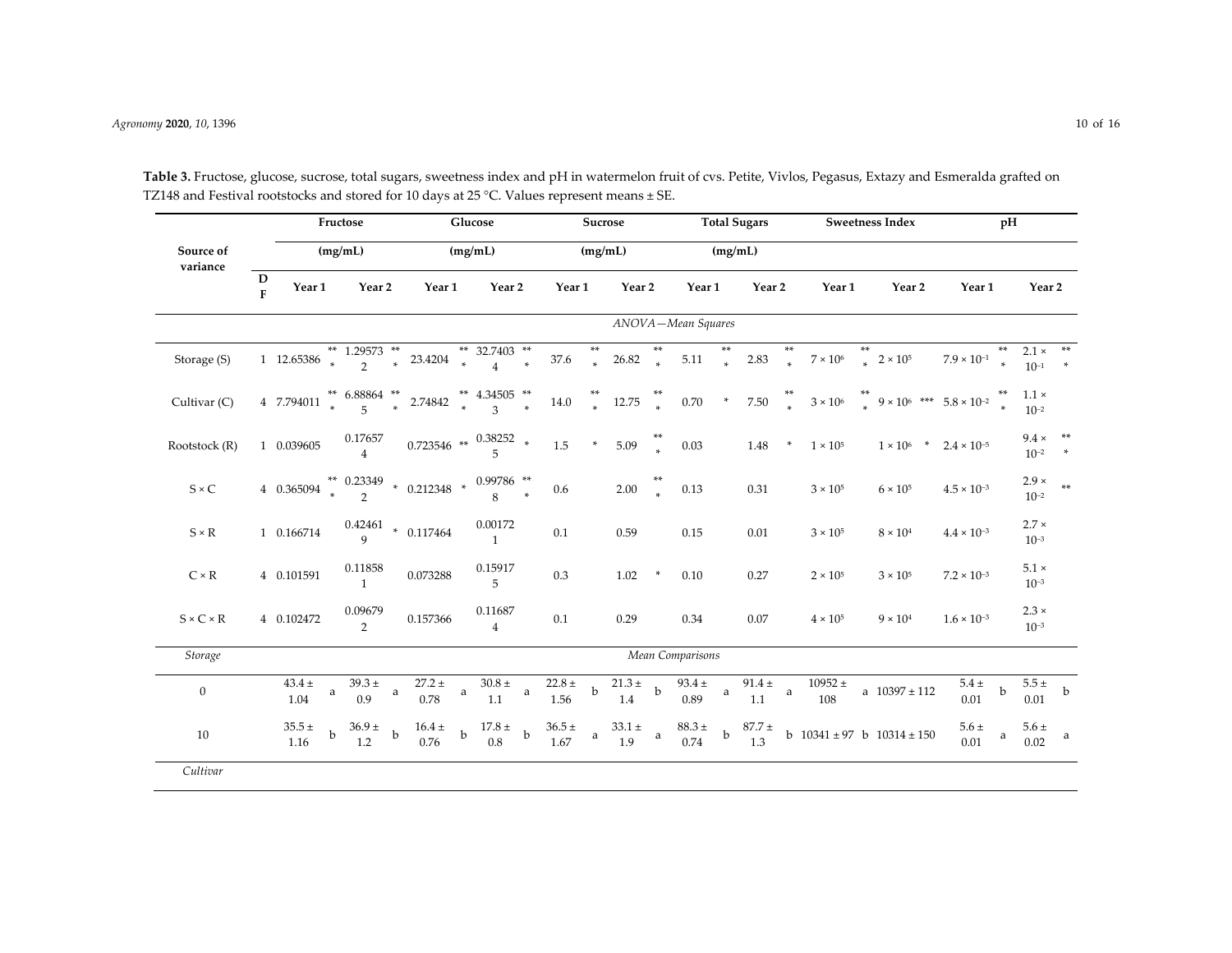**Table 3.** Fructose, glucose, sucrose, total sugars, sweetness index and pH in watermelon fruit of cvs. Petite, Vivlos, Pegasus, Extazy and Esmeralda grafted on TZ148 and Festival rootstocks and stored for 10 days at 25 °C. Values represent means ± SE.

| Source of variance | DF | Fructose (mg/mL) Year 1 | | Fructose (mg/mL) Year 2 | | Glucose (mg/mL) Year 1 | | Glucose (mg/mL) Year 2 | | Sucrose (mg/mL) Year 1 | | Sucrose (mg/mL) Year 2 | | Total Sugars (mg/mL) Year 1 | | Total Sugars (mg/mL) Year 2 | | Sweetness Index Year 1 | | Sweetness Index Year 2 | | pH Year 1 | | pH Year 2 | |
|---|---|---|---|---|---|---|---|---|---|---|---|---|---|---|---|---|---|---|---|---|---|---|---|---|---|
| | | | | | | | | | | *ANOVA—Mean Squares* | | | | | | | | | | | | | | | |
| Storage (S) | 1 | 12.65386 | *** | 1.295732 | *** | 23.4204 | *** | 32.74034 | *** | 37.6 | *** | 26.82 | *** | 5.11 | *** | 2.83 | *** | $7 \times 10^{6}$ | *** | $2 \times 10^{5}$ | | $7.9 \times 10^{-1}$ | *** | $2.1 \times 10^{-1}$ | *** |
| Cultivar (C) | 4 | 7.794011 | *** | 6.888645 | *** | 2.74842 | *** | 4.345053 | *** | 14.0 | *** | 12.75 | *** | 0.70 | * | 7.50 | *** | $3 \times 10^{6}$ | *** | $9 \times 10^{6}$ | *** | $5.8 \times 10^{-2}$ | *** | $1.1 \times 10^{-2}$ | |
| Rootstock (R) | 1 | 0.039605 | | 0.176574 | | 0.723546 | ** | 0.382525 | * | 1.5 | * | 5.09 | *** | 0.03 | | 1.48 | * | $1 \times 10^{5}$ | | $1 \times 10^{6}$ | * | $2.4 \times 10^{-5}$ | | $9.4 \times 10^{-2}$ | *** |
| S × C | 4 | 0.365094 | *** | 0.233492 | * | 0.212348 | * | 0.997868 | *** | 0.6 | | 2.00 | *** | 0.13 | | 0.31 | | $3 \times 10^{5}$ | | $6 \times 10^{5}$ | | $4.5 \times 10^{-3}$ | | $2.9 \times 10^{-2}$ | ** |
| S × R | 1 | 0.166714 | | 0.424619 | * | 0.117464 | | 0.001721 | | 0.1 | | 0.59 | | 0.15 | | 0.01 | | $3 \times 10^{5}$ | | $8 \times 10^{4}$ | | $4.4 \times 10^{-3}$ | | $2.7 \times 10^{-3}$ | |
| C × R | 4 | 0.101591 | | 0.118581 | | 0.073288 | | 0.159175 | | 0.3 | | 1.02 | * | 0.10 | | 0.27 | | $2 \times 10^{5}$ | | $3 \times 10^{5}$ | | $7.2 \times 10^{-3}$ | | $5.1 \times 10^{-3}$ | |
| S × C × R | 4 | 0.102472 | | 0.096792 | | 0.157366 | | 0.116874 | | 0.1 | | 0.29 | | 0.34 | | 0.07 | | $4 \times 10^{5}$ | | $9 \times 10^{4}$ | | $1.6 \times 10^{-3}$ | | $2.3 \times 10^{-3}$ | |
| *Storage* | | | | | | | | | | *Mean Comparisons* | | | | | | | | | | | | | | | |
| 0 | | 43.4 ± 1.04 | a | 39.3 ± 0.9 | a | 27.2 ± 0.78 | a | 30.8 ± 1.1 | a | 22.8 ± 1.56 | b | 21.3 ± 1.4 | b | 93.4 ± 0.89 | a | 91.4 ± 1.1 | a | 10952 ± 108 | a | 10397 ± 112 | | 5.4 ± 0.01 | b | 5.5 ± 0.01 | b |
| 10 | | 35.5 ± 1.16 | b | 36.9 ± 1.2 | b | 16.4 ± 0.76 | b | 17.8 ± 0.8 | b | 36.5 ± 1.67 | a | 33.1 ± 1.9 | a | 88.3 ± 0.74 | b | 87.7 ± 1.3 | b | 10341 ± 97 | b | 10314 ± 150 | | 5.6 ± 0.01 | a | 5.6 ± 0.02 | a |
| *Cultivar* | | | | | | | | | | | | | | | | | | | | | | | | | |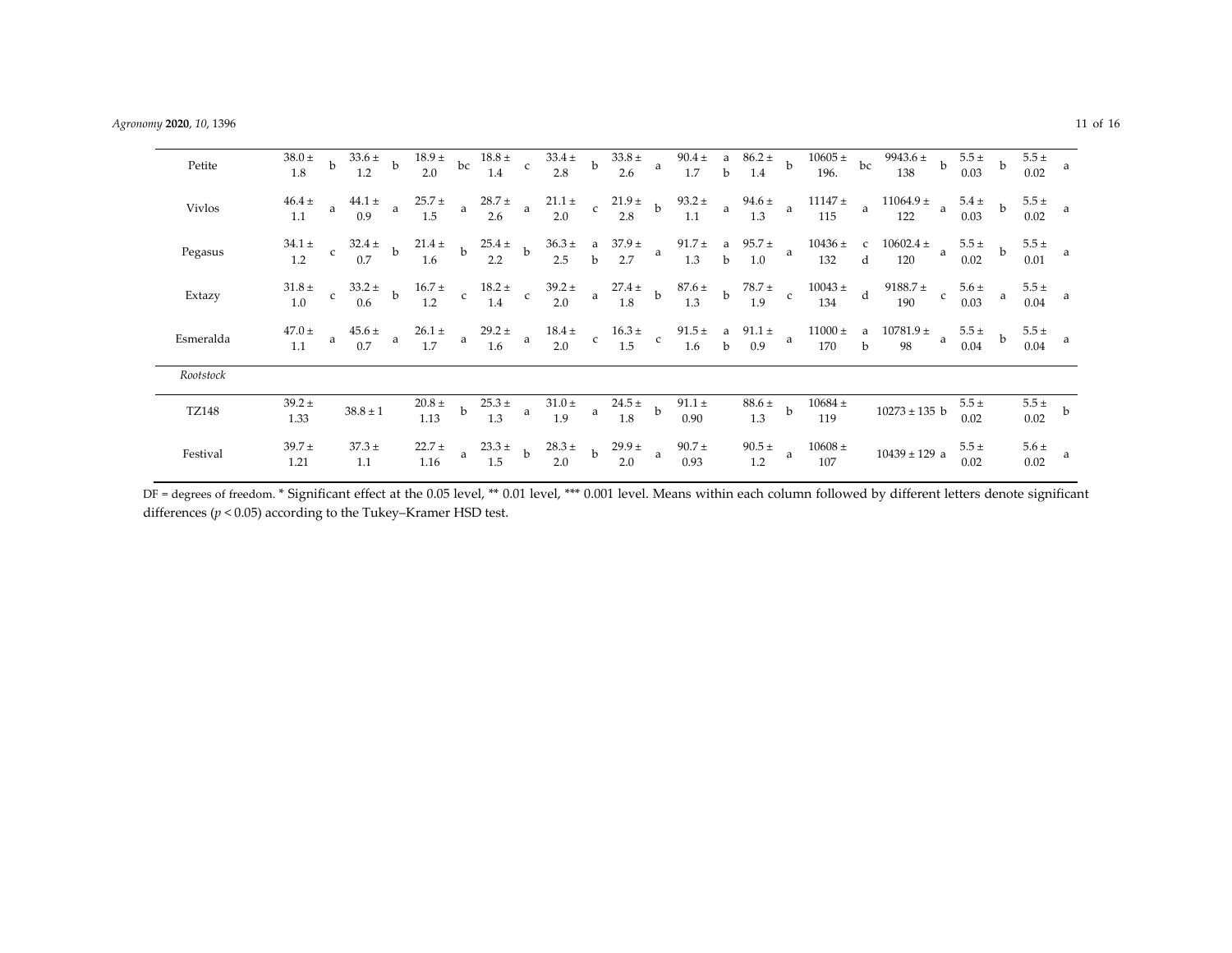| Petite | 38.0 ± 1.8 | b | 33.6 ± 1.2 | b | 18.9 ± 2.0 | bc | 18.8 ± 1.4 | c | 33.4 ± 2.8 | b | 33.8 ± 2.6 | a | 90.4 ± 1.7 | ab | 86.2 ± 1.4 | b | 10605 ± 196. | bc | 9943.6 ± 138 | b | 5.5 ± 0.03 | b | 5.5 ± 0.02 | a |
|---|---|---|---|---|---|---|---|---|---|---|---|---|---|---|---|---|---|---|---|---|---|---|---|---|
| Vivlos | 46.4 ± 1.1 | a | 44.1 ± 0.9 | a | 25.7 ± 1.5 | a | 28.7 ± 2.6 | a | 21.1 ± 2.0 | c | 21.9 ± 2.8 | b | 93.2 ± 1.1 | a | 94.6 ± 1.3 | a | 11147 ± 115 | a | 11064.9 ± 122 | a | 5.4 ± 0.03 | b | 5.5 ± 0.02 | a |
| Pegasus | 34.1 ± 1.2 | c | 32.4 ± 0.7 | b | 21.4 ± 1.6 | b | 25.4 ± 2.2 | b | 36.3 ± 2.5 | ab | 37.9 ± 2.7 | a | 91.7 ± 1.3 | ab | 95.7 ± 1.0 | a | 10436 ± 132 | cd | 10602.4 ± 120 | a | 5.5 ± 0.02 | b | 5.5 ± 0.01 | a |
| Extazy | 31.8 ± 1.0 | c | 33.2 ± 0.6 | b | 16.7 ± 1.2 | c | 18.2 ± 1.4 | c | 39.2 ± 2.0 | a | 27.4 ± 1.8 | b | 87.6 ± 1.3 | b | 78.7 ± 1.9 | c | 10043 ± 134 | d | 9188.7 ± 190 | c | 5.6 ± 0.03 | a | 5.5 ± 0.04 | a |
| Esmeralda | 47.0 ± 1.1 | a | 45.6 ± 0.7 | a | 26.1 ± 1.7 | a | 29.2 ± 1.6 | a | 18.4 ± 2.0 | c | 16.3 ± 1.5 | c | 91.5 ± 1.6 | ab | 91.1 ± 0.9 | a | 11000 ± 170 | ab | 10781.9 ± 98 | a | 5.5 ± 0.04 | b | 5.5 ± 0.04 | a |
| *Rootstock* | | | | | | | | | | | | | | | | | | | | | | | | |
| TZ148 | 39.2 ± 1.33 | | 38.8 ± 1 | | 20.8 ± 1.13 | b | 25.3 ± 1.3 | a | 31.0 ± 1.9 | a | 24.5 ± 1.8 | b | 91.1 ± 0.90 | | 88.6 ± 1.3 | b | 10684 ± 119 | | 10273 ± 135 | b | 5.5 ± 0.02 | | 5.5 ± 0.02 | b |
| Festival | 39.7 ± 1.21 | | 37.3 ± 1.1 | | 22.7 ± 1.16 | a | 23.3 ± 1.5 | b | 28.3 ± 2.0 | b | 29.9 ± 2.0 | a | 90.7 ± 0.93 | | 90.5 ± 1.2 | a | 10608 ± 107 | | 10439 ± 129 | a | 5.5 ± 0.02 | | 5.6 ± 0.02 | a |

DF = degrees of freedom. * Significant effect at the 0.05 level, ** 0.01 level, *** 0.001 level. Means within each column followed by different letters denote significant differences ($p < 0.05$) according to the Tukey–Kramer HSD test.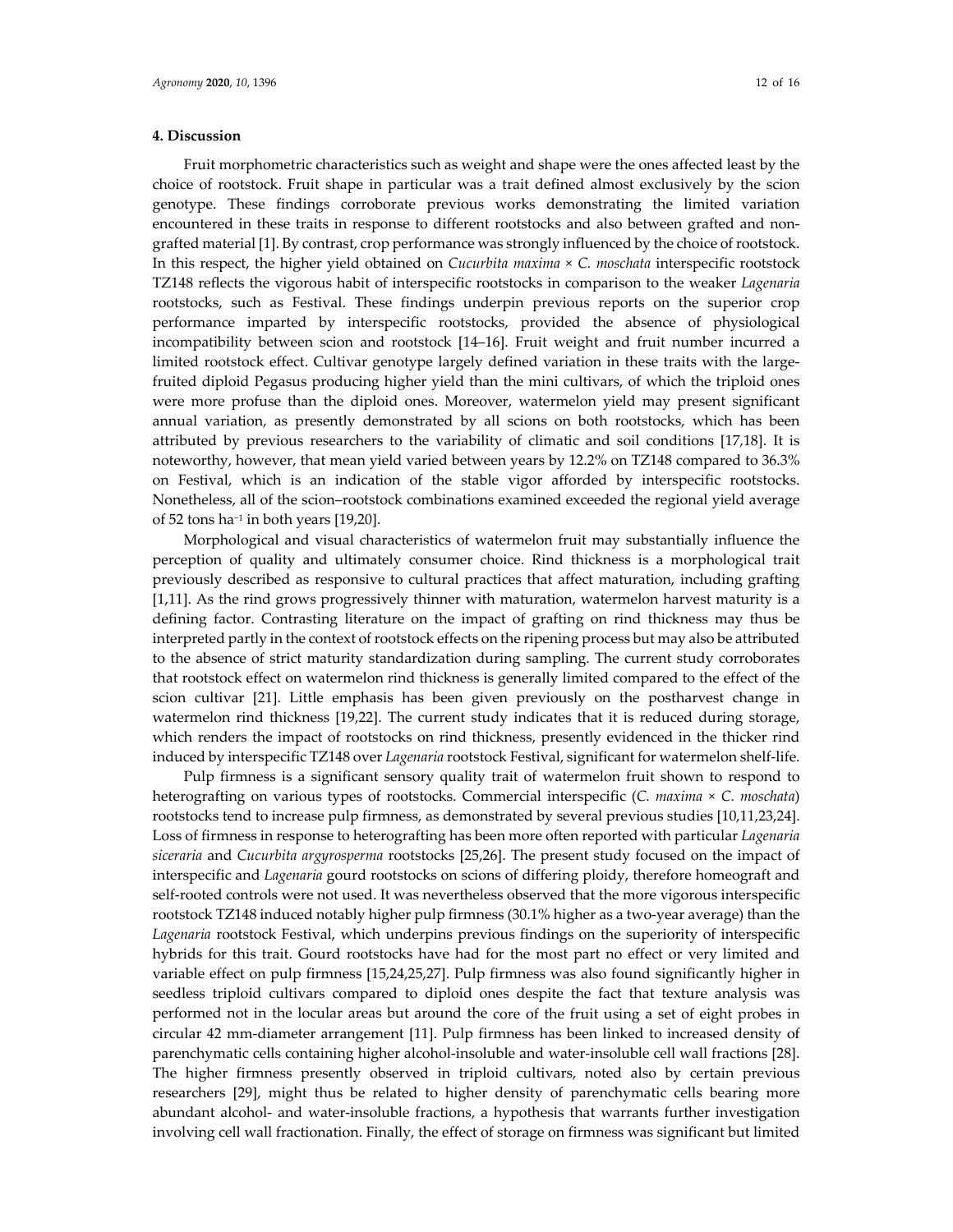## 4. Discussion

Fruit morphometric characteristics such as weight and shape were the ones affected least by the choice of rootstock. Fruit shape in particular was a trait defined almost exclusively by the scion genotype. These findings corroborate previous works demonstrating the limited variation encountered in these traits in response to different rootstocks and also between grafted and non-grafted material [1]. By contrast, crop performance was strongly influenced by the choice of rootstock. In this respect, the higher yield obtained on *Cucurbita maxima* × *C. moschata* interspecific rootstock TZ148 reflects the vigorous habit of interspecific rootstocks in comparison to the weaker *Lagenaria* rootstocks, such as Festival. These findings underpin previous reports on the superior crop performance imparted by interspecific rootstocks, provided the absence of physiological incompatibility between scion and rootstock [14–16]. Fruit weight and fruit number incurred a limited rootstock effect. Cultivar genotype largely defined variation in these traits with the large-fruited diploid Pegasus producing higher yield than the mini cultivars, of which the triploid ones were more profuse than the diploid ones. Moreover, watermelon yield may present significant annual variation, as presently demonstrated by all scions on both rootstocks, which has been attributed by previous researchers to the variability of climatic and soil conditions [17,18]. It is noteworthy, however, that mean yield varied between years by 12.2% on TZ148 compared to 36.3% on Festival, which is an indication of the stable vigor afforded by interspecific rootstocks. Nonetheless, all of the scion–rootstock combinations examined exceeded the regional yield average of 52 tons $ha^{-1}$ in both years [19,20].

Morphological and visual characteristics of watermelon fruit may substantially influence the perception of quality and ultimately consumer choice. Rind thickness is a morphological trait previously described as responsive to cultural practices that affect maturation, including grafting [1,11]. As the rind grows progressively thinner with maturation, watermelon harvest maturity is a defining factor. Contrasting literature on the impact of grafting on rind thickness may thus be interpreted partly in the context of rootstock effects on the ripening process but may also be attributed to the absence of strict maturity standardization during sampling. The current study corroborates that rootstock effect on watermelon rind thickness is generally limited compared to the effect of the scion cultivar [21]. Little emphasis has been given previously on the postharvest change in watermelon rind thickness [19,22]. The current study indicates that it is reduced during storage, which renders the impact of rootstocks on rind thickness, presently evidenced in the thicker rind induced by interspecific TZ148 over *Lagenaria* rootstock Festival, significant for watermelon shelf-life.

Pulp firmness is a significant sensory quality trait of watermelon fruit shown to respond to heterografting on various types of rootstocks. Commercial interspecific (*C. maxima* × *C. moschata*) rootstocks tend to increase pulp firmness, as demonstrated by several previous studies [10,11,23,24]. Loss of firmness in response to heterografting has been more often reported with particular *Lagenaria siceraria* and *Cucurbita argyrosperma* rootstocks [25,26]. The present study focused on the impact of interspecific and *Lagenaria* gourd rootstocks on scions of differing ploidy, therefore homeograft and self-rooted controls were not used. It was nevertheless observed that the more vigorous interspecific rootstock TZ148 induced notably higher pulp firmness (30.1% higher as a two-year average) than the *Lagenaria* rootstock Festival, which underpins previous findings on the superiority of interspecific hybrids for this trait. Gourd rootstocks have had for the most part no effect or very limited and variable effect on pulp firmness [15,24,25,27]. Pulp firmness was also found significantly higher in seedless triploid cultivars compared to diploid ones despite the fact that texture analysis was performed not in the locular areas but around the core of the fruit using a set of eight probes in circular 42 mm-diameter arrangement [11]. Pulp firmness has been linked to increased density of parenchymatic cells containing higher alcohol-insoluble and water-insoluble cell wall fractions [28]. The higher firmness presently observed in triploid cultivars, noted also by certain previous researchers [29], might thus be related to higher density of parenchymatic cells bearing more abundant alcohol- and water-insoluble fractions, a hypothesis that warrants further investigation involving cell wall fractionation. Finally, the effect of storage on firmness was significant but limited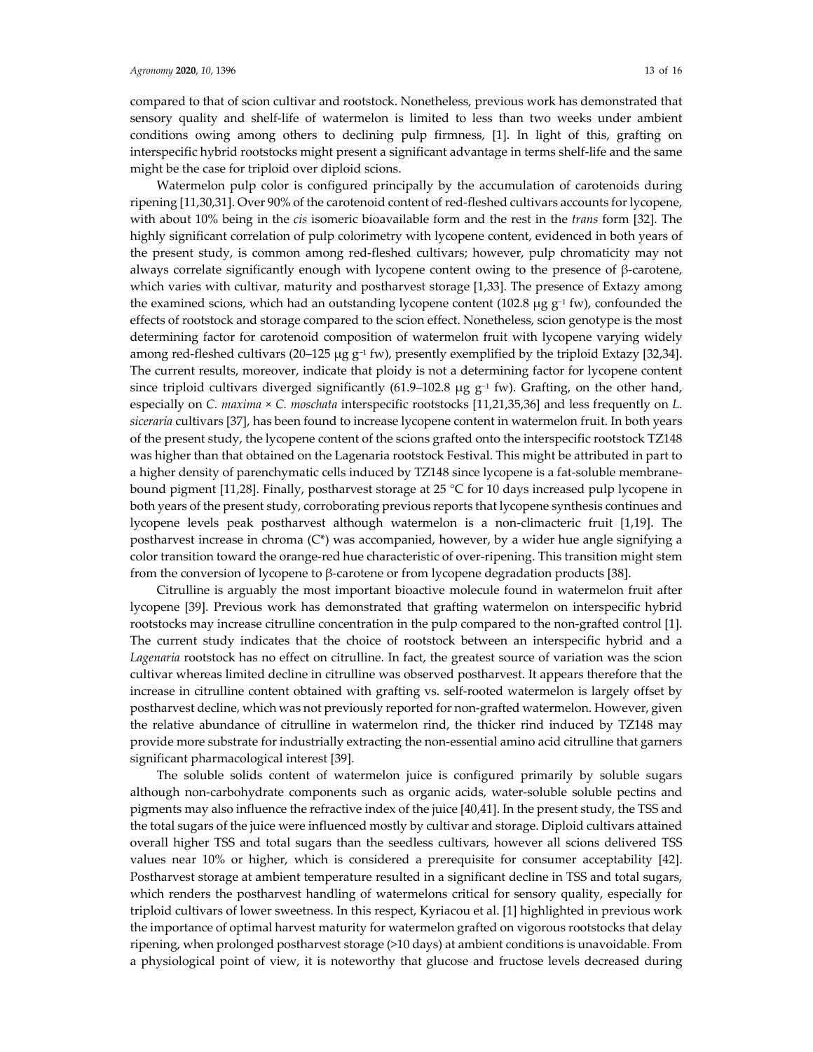compared to that of scion cultivar and rootstock. Nonetheless, previous work has demonstrated that sensory quality and shelf-life of watermelon is limited to less than two weeks under ambient conditions owing among others to declining pulp firmness, [1]. In light of this, grafting on interspecific hybrid rootstocks might present a significant advantage in terms shelf-life and the same might be the case for triploid over diploid scions.

Watermelon pulp color is configured principally by the accumulation of carotenoids during ripening [11,30,31]. Over 90% of the carotenoid content of red-fleshed cultivars accounts for lycopene, with about 10% being in the *cis* isomeric bioavailable form and the rest in the *trans* form [32]. The highly significant correlation of pulp colorimetry with lycopene content, evidenced in both years of the present study, is common among red-fleshed cultivars; however, pulp chromaticity may not always correlate significantly enough with lycopene content owing to the presence of β-carotene, which varies with cultivar, maturity and postharvest storage [1,33]. The presence of Extazy among the examined scions, which had an outstanding lycopene content (102.8 μg $g^{-1}$ fw), confounded the effects of rootstock and storage compared to the scion effect. Nonetheless, scion genotype is the most determining factor for carotenoid composition of watermelon fruit with lycopene varying widely among red-fleshed cultivars (20–125 μg $g^{-1}$ fw), presently exemplified by the triploid Extazy [32,34]. The current results, moreover, indicate that ploidy is not a determining factor for lycopene content since triploid cultivars diverged significantly (61.9–102.8 μg $g^{-1}$ fw). Grafting, on the other hand, especially on *C. maxima* × *C. moschata* interspecific rootstocks [11,21,35,36] and less frequently on *L. siceraria* cultivars [37], has been found to increase lycopene content in watermelon fruit. In both years of the present study, the lycopene content of the scions grafted onto the interspecific rootstock TZ148 was higher than that obtained on the Lagenaria rootstock Festival. This might be attributed in part to a higher density of parenchymatic cells induced by TZ148 since lycopene is a fat-soluble membrane-bound pigment [11,28]. Finally, postharvest storage at 25 °C for 10 days increased pulp lycopene in both years of the present study, corroborating previous reports that lycopene synthesis continues and lycopene levels peak postharvest although watermelon is a non-climacteric fruit [1,19]. The postharvest increase in chroma (C*) was accompanied, however, by a wider hue angle signifying a color transition toward the orange-red hue characteristic of over-ripening. This transition might stem from the conversion of lycopene to β-carotene or from lycopene degradation products [38].

Citrulline is arguably the most important bioactive molecule found in watermelon fruit after lycopene [39]. Previous work has demonstrated that grafting watermelon on interspecific hybrid rootstocks may increase citrulline concentration in the pulp compared to the non-grafted control [1]. The current study indicates that the choice of rootstock between an interspecific hybrid and a *Lagenaria* rootstock has no effect on citrulline. In fact, the greatest source of variation was the scion cultivar whereas limited decline in citrulline was observed postharvest. It appears therefore that the increase in citrulline content obtained with grafting vs. self-rooted watermelon is largely offset by postharvest decline, which was not previously reported for non-grafted watermelon. However, given the relative abundance of citrulline in watermelon rind, the thicker rind induced by TZ148 may provide more substrate for industrially extracting the non-essential amino acid citrulline that garners significant pharmacological interest [39].

The soluble solids content of watermelon juice is configured primarily by soluble sugars although non-carbohydrate components such as organic acids, water-soluble soluble pectins and pigments may also influence the refractive index of the juice [40,41]. In the present study, the TSS and the total sugars of the juice were influenced mostly by cultivar and storage. Diploid cultivars attained overall higher TSS and total sugars than the seedless cultivars, however all scions delivered TSS values near 10% or higher, which is considered a prerequisite for consumer acceptability [42]. Postharvest storage at ambient temperature resulted in a significant decline in TSS and total sugars, which renders the postharvest handling of watermelons critical for sensory quality, especially for triploid cultivars of lower sweetness. In this respect, Kyriacou et al. [1] highlighted in previous work the importance of optimal harvest maturity for watermelon grafted on vigorous rootstocks that delay ripening, when prolonged postharvest storage (>10 days) at ambient conditions is unavoidable. From a physiological point of view, it is noteworthy that glucose and fructose levels decreased during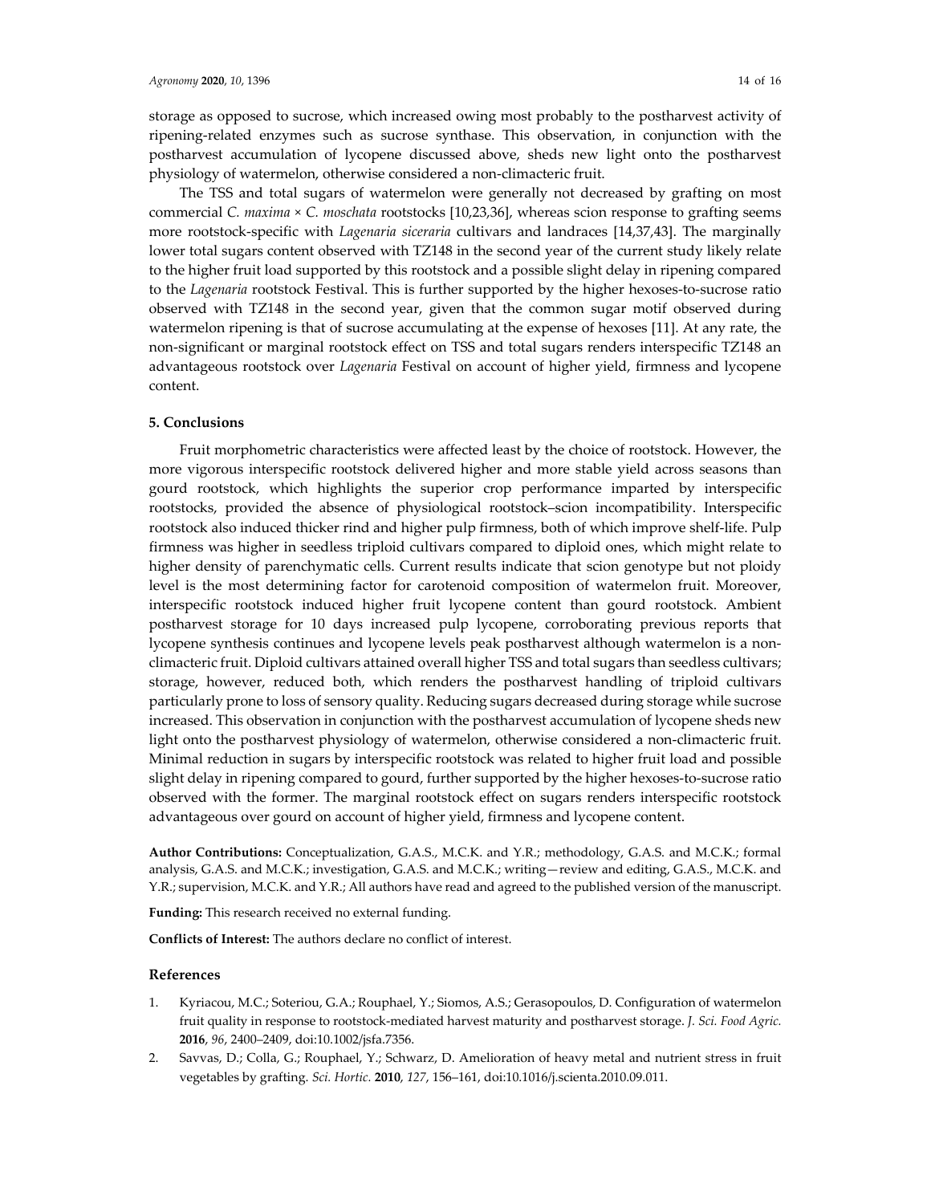storage as opposed to sucrose, which increased owing most probably to the postharvest activity of ripening-related enzymes such as sucrose synthase. This observation, in conjunction with the postharvest accumulation of lycopene discussed above, sheds new light onto the postharvest physiology of watermelon, otherwise considered a non-climacteric fruit.

The TSS and total sugars of watermelon were generally not decreased by grafting on most commercial *C. maxima* × *C. moschata* rootstocks [10,23,36], whereas scion response to grafting seems more rootstock-specific with *Lagenaria siceraria* cultivars and landraces [14,37,43]. The marginally lower total sugars content observed with TZ148 in the second year of the current study likely relate to the higher fruit load supported by this rootstock and a possible slight delay in ripening compared to the *Lagenaria* rootstock Festival. This is further supported by the higher hexoses-to-sucrose ratio observed with TZ148 in the second year, given that the common sugar motif observed during watermelon ripening is that of sucrose accumulating at the expense of hexoses [11]. At any rate, the non-significant or marginal rootstock effect on TSS and total sugars renders interspecific TZ148 an advantageous rootstock over *Lagenaria* Festival on account of higher yield, firmness and lycopene content.

## 5. Conclusions

Fruit morphometric characteristics were affected least by the choice of rootstock. However, the more vigorous interspecific rootstock delivered higher and more stable yield across seasons than gourd rootstock, which highlights the superior crop performance imparted by interspecific rootstocks, provided the absence of physiological rootstock–scion incompatibility. Interspecific rootstock also induced thicker rind and higher pulp firmness, both of which improve shelf-life. Pulp firmness was higher in seedless triploid cultivars compared to diploid ones, which might relate to higher density of parenchymatic cells. Current results indicate that scion genotype but not ploidy level is the most determining factor for carotenoid composition of watermelon fruit. Moreover, interspecific rootstock induced higher fruit lycopene content than gourd rootstock. Ambient postharvest storage for 10 days increased pulp lycopene, corroborating previous reports that lycopene synthesis continues and lycopene levels peak postharvest although watermelon is a non-climacteric fruit. Diploid cultivars attained overall higher TSS and total sugars than seedless cultivars; storage, however, reduced both, which renders the postharvest handling of triploid cultivars particularly prone to loss of sensory quality. Reducing sugars decreased during storage while sucrose increased. This observation in conjunction with the postharvest accumulation of lycopene sheds new light onto the postharvest physiology of watermelon, otherwise considered a non-climacteric fruit. Minimal reduction in sugars by interspecific rootstock was related to higher fruit load and possible slight delay in ripening compared to gourd, further supported by the higher hexoses-to-sucrose ratio observed with the former. The marginal rootstock effect on sugars renders interspecific rootstock advantageous over gourd on account of higher yield, firmness and lycopene content.

**Author Contributions:** Conceptualization, G.A.S., M.C.K. and Y.R.; methodology, G.A.S. and M.C.K.; formal analysis, G.A.S. and M.C.K.; investigation, G.A.S. and M.C.K.; writing—review and editing, G.A.S., M.C.K. and Y.R.; supervision, M.C.K. and Y.R.; All authors have read and agreed to the published version of the manuscript.

**Funding:** This research received no external funding.

**Conflicts of Interest:** The authors declare no conflict of interest.

## References

1. Kyriacou, M.C.; Soteriou, G.A.; Rouphael, Y.; Siomos, A.S.; Gerasopoulos, D. Configuration of watermelon fruit quality in response to rootstock-mediated harvest maturity and postharvest storage. *J. Sci. Food Agric.* **2016**, *96*, 2400–2409, doi:10.1002/jsfa.7356.
2. Savvas, D.; Colla, G.; Rouphael, Y.; Schwarz, D. Amelioration of heavy metal and nutrient stress in fruit vegetables by grafting. *Sci. Hortic.* **2010**, *127*, 156–161, doi:10.1016/j.scienta.2010.09.011.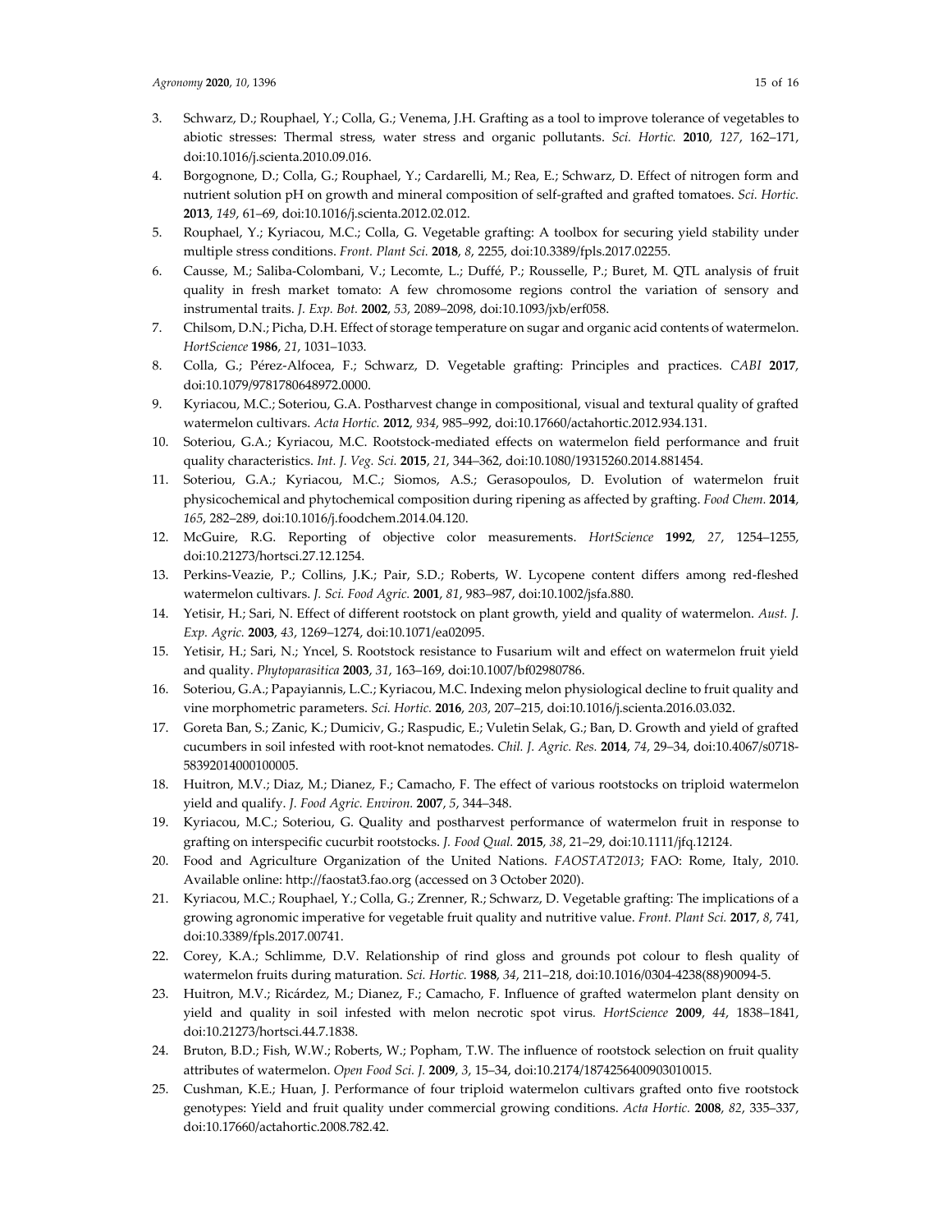3. Schwarz, D.; Rouphael, Y.; Colla, G.; Venema, J.H. Grafting as a tool to improve tolerance of vegetables to abiotic stresses: Thermal stress, water stress and organic pollutants. *Sci. Hortic.* **2010**, *127*, 162–171, doi:10.1016/j.scienta.2010.09.016.
4. Borgognone, D.; Colla, G.; Rouphael, Y.; Cardarelli, M.; Rea, E.; Schwarz, D. Effect of nitrogen form and nutrient solution pH on growth and mineral composition of self-grafted and grafted tomatoes. *Sci. Hortic.* **2013**, *149*, 61–69, doi:10.1016/j.scienta.2012.02.012.
5. Rouphael, Y.; Kyriacou, M.C.; Colla, G. Vegetable grafting: A toolbox for securing yield stability under multiple stress conditions. *Front. Plant Sci.* **2018**, *8*, 2255, doi:10.3389/fpls.2017.02255.
6. Causse, M.; Saliba-Colombani, V.; Lecomte, L.; Duffé, P.; Rousselle, P.; Buret, M. QTL analysis of fruit quality in fresh market tomato: A few chromosome regions control the variation of sensory and instrumental traits. *J. Exp. Bot.* **2002**, *53*, 2089–2098, doi:10.1093/jxb/erf058.
7. Chilsom, D.N.; Picha, D.H. Effect of storage temperature on sugar and organic acid contents of watermelon. *HortScience* **1986**, *21*, 1031–1033.
8. Colla, G.; Pérez-Alfocea, F.; Schwarz, D. Vegetable grafting: Principles and practices. *CABI* **2017**, doi:10.1079/9781780648972.0000.
9. Kyriacou, M.C.; Soteriou, G.A. Postharvest change in compositional, visual and textural quality of grafted watermelon cultivars. *Acta Hortic.* **2012**, *934*, 985–992, doi:10.17660/actahortic.2012.934.131.
10. Soteriou, G.A.; Kyriacou, M.C. Rootstock-mediated effects on watermelon field performance and fruit quality characteristics. *Int. J. Veg. Sci.* **2015**, *21*, 344–362, doi:10.1080/19315260.2014.881454.
11. Soteriou, G.A.; Kyriacou, M.C.; Siomos, A.S.; Gerasopoulos, D. Evolution of watermelon fruit physicochemical and phytochemical composition during ripening as affected by grafting. *Food Chem.* **2014**, *165*, 282–289, doi:10.1016/j.foodchem.2014.04.120.
12. McGuire, R.G. Reporting of objective color measurements. *HortScience* **1992**, *27*, 1254–1255, doi:10.21273/hortsci.27.12.1254.
13. Perkins-Veazie, P.; Collins, J.K.; Pair, S.D.; Roberts, W. Lycopene content differs among red-fleshed watermelon cultivars. *J. Sci. Food Agric.* **2001**, *81*, 983–987, doi:10.1002/jsfa.880.
14. Yetisir, H.; Sari, N. Effect of different rootstock on plant growth, yield and quality of watermelon. *Aust. J. Exp. Agric.* **2003**, *43*, 1269–1274, doi:10.1071/ea02095.
15. Yetisir, H.; Sari, N.; Yncel, S. Rootstock resistance to Fusarium wilt and effect on watermelon fruit yield and quality. *Phytoparasitica* **2003**, *31*, 163–169, doi:10.1007/bf02980786.
16. Soteriou, G.A.; Papayiannis, L.C.; Kyriacou, M.C. Indexing melon physiological decline to fruit quality and vine morphometric parameters. *Sci. Hortic.* **2016**, *203*, 207–215, doi:10.1016/j.scienta.2016.03.032.
17. Goreta Ban, S.; Zanic, K.; Dumiciv, G.; Raspudic, E.; Vuletin Selak, G.; Ban, D. Growth and yield of grafted cucumbers in soil infested with root-knot nematodes. *Chil. J. Agric. Res.* **2014**, *74*, 29–34, doi:10.4067/s0718-58392014000100005.
18. Huitron, M.V.; Diaz, M.; Dianez, F.; Camacho, F. The effect of various rootstocks on triploid watermelon yield and qualify. *J. Food Agric. Environ.* **2007**, *5*, 344–348.
19. Kyriacou, M.C.; Soteriou, G. Quality and postharvest performance of watermelon fruit in response to grafting on interspecific cucurbit rootstocks. *J. Food Qual.* **2015**, *38*, 21–29, doi:10.1111/jfq.12124.
20. Food and Agriculture Organization of the United Nations. *FAOSTAT2013*; FAO: Rome, Italy, 2010. Available online: http://faostat3.fao.org (accessed on 3 October 2020).
21. Kyriacou, M.C.; Rouphael, Y.; Colla, G.; Zrenner, R.; Schwarz, D. Vegetable grafting: The implications of a growing agronomic imperative for vegetable fruit quality and nutritive value. *Front. Plant Sci.* **2017**, *8*, 741, doi:10.3389/fpls.2017.00741.
22. Corey, K.A.; Schlimme, D.V. Relationship of rind gloss and grounds pot colour to flesh quality of watermelon fruits during maturation. *Sci. Hortic.* **1988**, *34*, 211–218, doi:10.1016/0304-4238(88)90094-5.
23. Huitron, M.V.; Ricárdez, M.; Dianez, F.; Camacho, F. Influence of grafted watermelon plant density on yield and quality in soil infested with melon necrotic spot virus. *HortScience* **2009**, *44*, 1838–1841, doi:10.21273/hortsci.44.7.1838.
24. Bruton, B.D.; Fish, W.W.; Roberts, W.; Popham, T.W. The influence of rootstock selection on fruit quality attributes of watermelon. *Open Food Sci. J.* **2009**, *3*, 15–34, doi:10.2174/1874256400903010015.
25. Cushman, K.E.; Huan, J. Performance of four triploid watermelon cultivars grafted onto five rootstock genotypes: Yield and fruit quality under commercial growing conditions. *Acta Hortic.* **2008**, *82*, 335–337, doi:10.17660/actahortic.2008.782.42.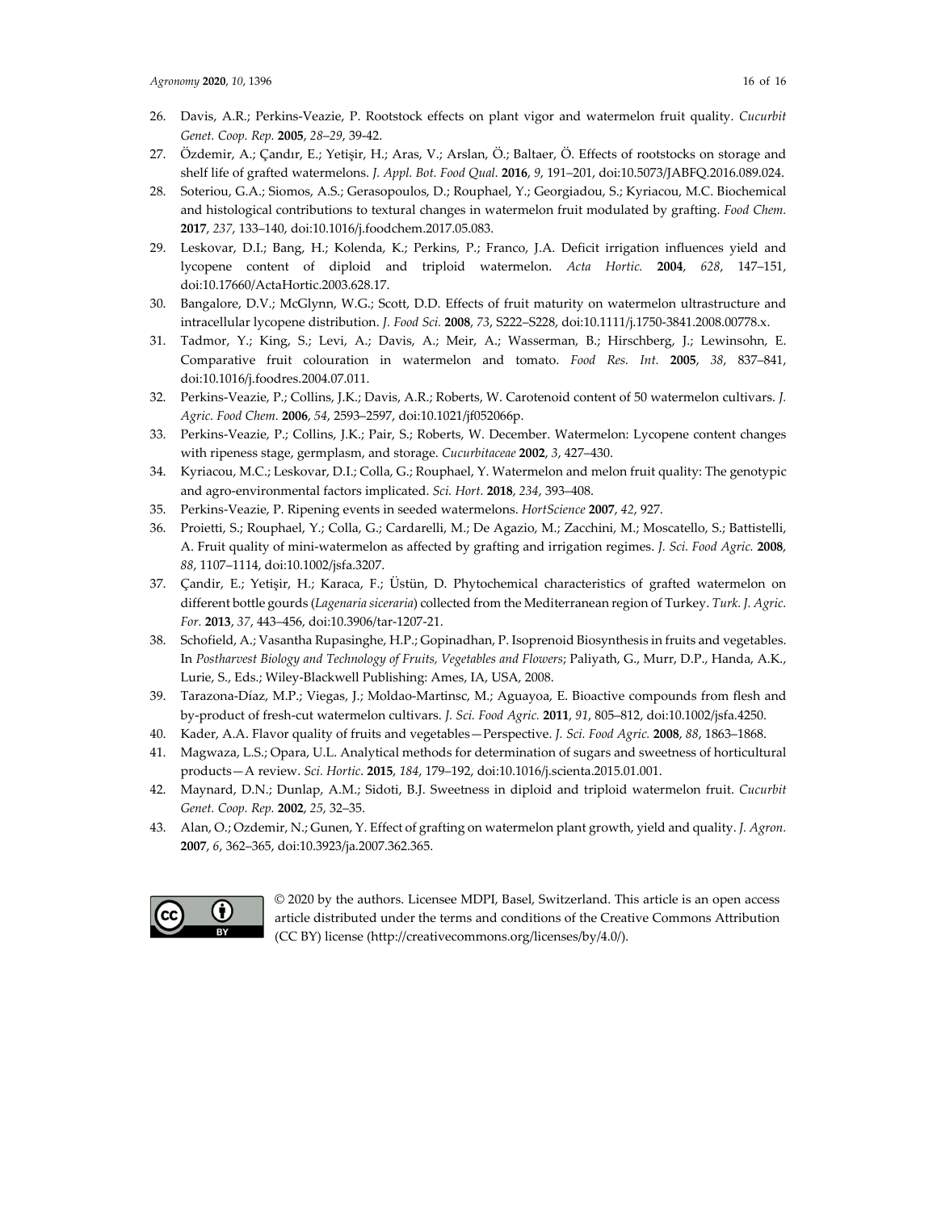26. Davis, A.R.; Perkins-Veazie, P. Rootstock effects on plant vigor and watermelon fruit quality. *Cucurbit Genet. Coop. Rep.* **2005**, *28–29*, 39-42.
27. Özdemir, A.; Çandır, E.; Yetişir, H.; Aras, V.; Arslan, Ö.; Baltaer, Ö. Effects of rootstocks on storage and shelf life of grafted watermelons. *J. Appl. Bot. Food Qual.* **2016**, *9*, 191–201, doi:10.5073/JABFQ.2016.089.024.
28. Soteriou, G.A.; Siomos, A.S.; Gerasopoulos, D.; Rouphael, Y.; Georgiadou, S.; Kyriacou, M.C. Biochemical and histological contributions to textural changes in watermelon fruit modulated by grafting. *Food Chem.* **2017**, *237*, 133–140, doi:10.1016/j.foodchem.2017.05.083.
29. Leskovar, D.I.; Bang, H.; Kolenda, K.; Perkins, P.; Franco, J.A. Deficit irrigation influences yield and lycopene content of diploid and triploid watermelon. *Acta Hortic.* **2004**, *628*, 147–151, doi:10.17660/ActaHortic.2003.628.17.
30. Bangalore, D.V.; McGlynn, W.G.; Scott, D.D. Effects of fruit maturity on watermelon ultrastructure and intracellular lycopene distribution. *J. Food Sci.* **2008**, *73*, S222–S228, doi:10.1111/j.1750-3841.2008.00778.x.
31. Tadmor, Y.; King, S.; Levi, A.; Davis, A.; Meir, A.; Wasserman, B.; Hirschberg, J.; Lewinsohn, E. Comparative fruit colouration in watermelon and tomato. *Food Res. Int.* **2005**, *38*, 837–841, doi:10.1016/j.foodres.2004.07.011.
32. Perkins-Veazie, P.; Collins, J.K.; Davis, A.R.; Roberts, W. Carotenoid content of 50 watermelon cultivars. *J. Agric. Food Chem.* **2006**, *54*, 2593–2597, doi:10.1021/jf052066p.
33. Perkins-Veazie, P.; Collins, J.K.; Pair, S.; Roberts, W. December. Watermelon: Lycopene content changes with ripeness stage, germplasm, and storage. *Cucurbitaceae* **2002**, *3*, 427–430.
34. Kyriacou, M.C.; Leskovar, D.I.; Colla, G.; Rouphael, Y. Watermelon and melon fruit quality: The genotypic and agro-environmental factors implicated. *Sci. Hort.* **2018**, *234*, 393–408.
35. Perkins-Veazie, P. Ripening events in seeded watermelons. *HortScience* **2007**, *42*, 927.
36. Proietti, S.; Rouphael, Y.; Colla, G.; Cardarelli, M.; De Agazio, M.; Zacchini, M.; Moscatello, S.; Battistelli, A. Fruit quality of mini-watermelon as affected by grafting and irrigation regimes. *J. Sci. Food Agric.* **2008**, *88*, 1107–1114, doi:10.1002/jsfa.3207.
37. Çandir, E.; Yetişir, H.; Karaca, F.; Üstün, D. Phytochemical characteristics of grafted watermelon on different bottle gourds (*Lagenaria siceraria*) collected from the Mediterranean region of Turkey. *Turk. J. Agric. For.* **2013**, *37*, 443–456, doi:10.3906/tar-1207-21.
38. Schofield, A.; Vasantha Rupasinghe, H.P.; Gopinadhan, P. Isoprenoid Biosynthesis in fruits and vegetables. In *Postharvest Biology and Technology of Fruits, Vegetables and Flowers*; Paliyath, G., Murr, D.P., Handa, A.K., Lurie, S., Eds.; Wiley-Blackwell Publishing: Ames, IA, USA, 2008.
39. Tarazona-Díaz, M.P.; Viegas, J.; Moldao-Martinsc, M.; Aguayoa, E. Bioactive compounds from flesh and by-product of fresh-cut watermelon cultivars. *J. Sci. Food Agric.* **2011**, *91*, 805–812, doi:10.1002/jsfa.4250.
40. Kader, A.A. Flavor quality of fruits and vegetables—Perspective. *J. Sci. Food Agric.* **2008**, *88*, 1863–1868.
41. Magwaza, L.S.; Opara, U.L. Analytical methods for determination of sugars and sweetness of horticultural products—A review. *Sci. Hortic.* **2015**, *184*, 179–192, doi:10.1016/j.scienta.2015.01.001.
42. Maynard, D.N.; Dunlap, A.M.; Sidoti, B.J. Sweetness in diploid and triploid watermelon fruit. *Cucurbit Genet. Coop. Rep.* **2002**, *25*, 32–35.
43. Alan, O.; Ozdemir, N.; Gunen, Y. Effect of grafting on watermelon plant growth, yield and quality. *J. Agron.* **2007**, *6*, 362–365, doi:10.3923/ja.2007.362.365.

© 2020 by the authors. Licensee MDPI, Basel, Switzerland. This article is an open access article distributed under the terms and conditions of the Creative Commons Attribution (CC BY) license (http://creativecommons.org/licenses/by/4.0/).